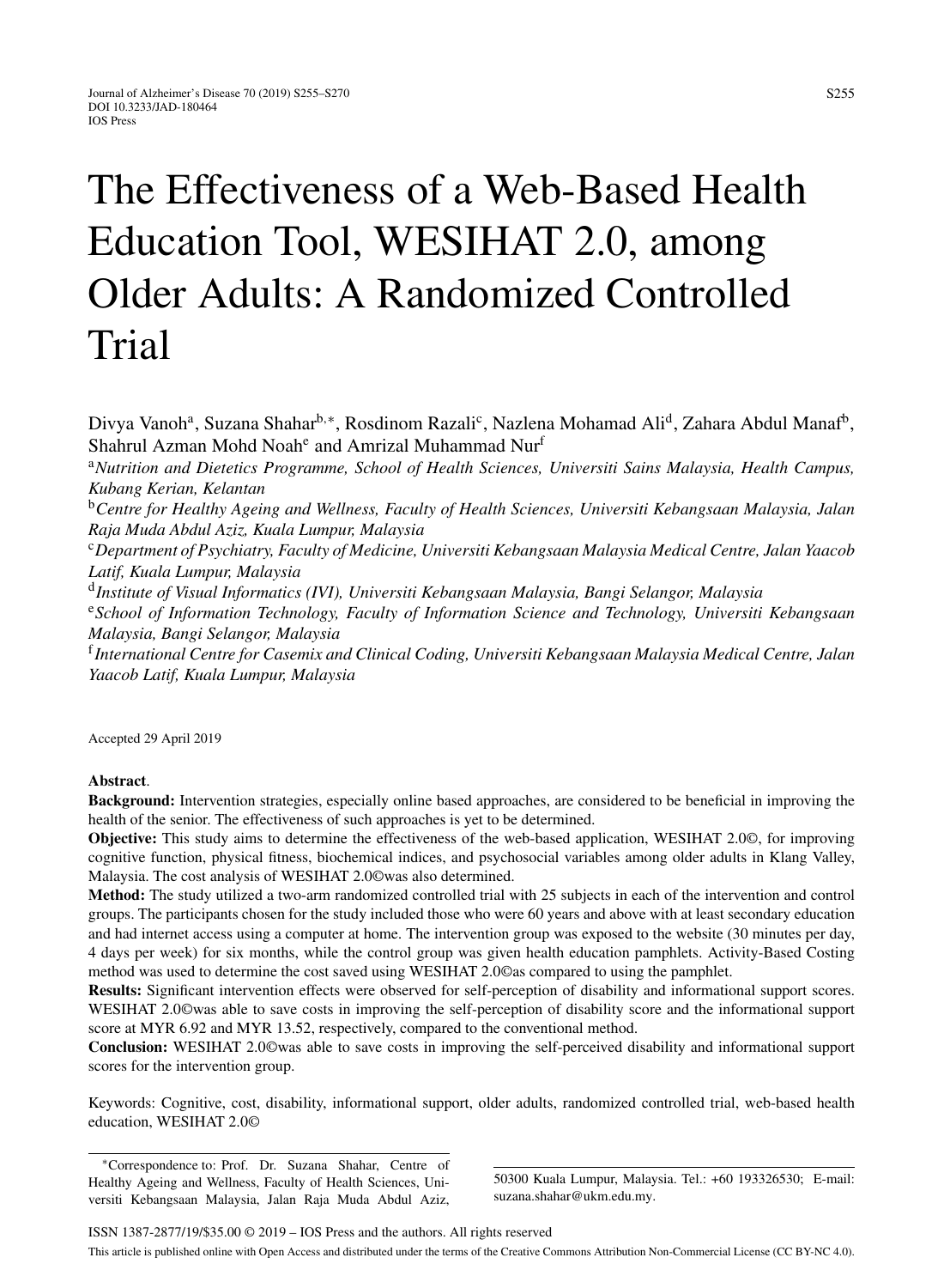# The Effectiveness of a Web-Based Health Education Tool, WESIHAT 2.0, among Older Adults: A Randomized Controlled Trial

Divya Vanoh[a], Suzana Shahar[b,*], Rosdinom Razali[c], Nazlena Mohamad Ali[d], Zahara Abdul Manaf[b], Shahrul Azman Mohd Noah[e] and Amrizal Muhammad Nur[f]

[a]*Nutrition and Dietetics Programme, School of Health Sciences, Universiti Sains Malaysia, Health Campus, Kubang Kerian, Kelantan*

[b]*Centre for Healthy Ageing and Wellness, Faculty of Health Sciences, Universiti Kebangsaan Malaysia, Jalan Raja Muda Abdul Aziz, Kuala Lumpur, Malaysia*

[c]*Department of Psychiatry, Faculty of Medicine, Universiti Kebangsaan Malaysia Medical Centre, Jalan Yaacob Latif, Kuala Lumpur, Malaysia*

[d]*Institute of Visual Informatics (IVI), Universiti Kebangsaan Malaysia, Bangi Selangor, Malaysia*

[e]*School of Information Technology, Faculty of Information Science and Technology, Universiti Kebangsaan Malaysia, Bangi Selangor, Malaysia*

[f]*International Centre for Casemix and Clinical Coding, Universiti Kebangsaan Malaysia Medical Centre, Jalan Yaacob Latif, Kuala Lumpur, Malaysia*

Accepted 29 April 2019

**Abstract**.

**Background:** Intervention strategies, especially online based approaches, are considered to be beneficial in improving the health of the senior. The effectiveness of such approaches is yet to be determined.

**Objective:** This study aims to determine the effectiveness of the web-based application, WESIHAT 2.0©, for improving cognitive function, physical fitness, biochemical indices, and psychosocial variables among older adults in Klang Valley, Malaysia. The cost analysis of WESIHAT 2.0©was also determined.

**Method:** The study utilized a two-arm randomized controlled trial with 25 subjects in each of the intervention and control groups. The participants chosen for the study included those who were 60 years and above with at least secondary education and had internet access using a computer at home. The intervention group was exposed to the website (30 minutes per day, 4 days per week) for six months, while the control group was given health education pamphlets. Activity-Based Costing method was used to determine the cost saved using WESIHAT 2.0©as compared to using the pamphlet.

**Results:** Significant intervention effects were observed for self-perception of disability and informational support scores. WESIHAT 2.0©was able to save costs in improving the self-perception of disability score and the informational support score at MYR 6.92 and MYR 13.52, respectively, compared to the conventional method.

**Conclusion:** WESIHAT 2.0©was able to save costs in improving the self-perceived disability and informational support scores for the intervention group.

Keywords: Cognitive, cost, disability, informational support, older adults, randomized controlled trial, web-based health education, WESIHAT 2.0©

---

*Correspondence to: Prof. Dr. Suzana Shahar, Centre of Healthy Ageing and Wellness, Faculty of Health Sciences, Universiti Kebangsaan Malaysia, Jalan Raja Muda Abdul Aziz, 50300 Kuala Lumpur, Malaysia. Tel.: +60 193326530; E-mail: suzana.shahar@ukm.edu.my.

ISSN 1387-2877/19/$35.00 © 2019 – IOS Press and the authors. All rights reserved

This article is published online with Open Access and distributed under the terms of the Creative Commons Attribution Non-Commercial License (CC BY-NC 4.0).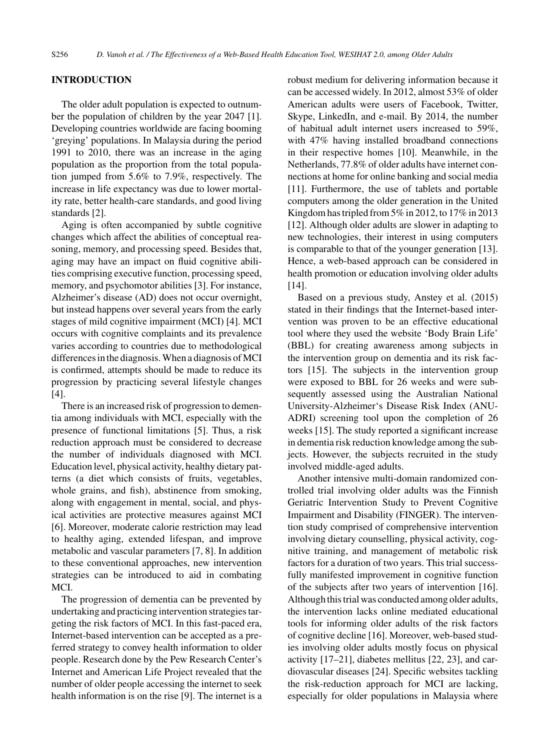## INTRODUCTION

The older adult population is expected to outnumber the population of children by the year 2047 [1]. Developing countries worldwide are facing booming 'greying' populations. In Malaysia during the period 1991 to 2010, there was an increase in the aging population as the proportion from the total population jumped from 5.6% to 7.9%, respectively. The increase in life expectancy was due to lower mortality rate, better health-care standards, and good living standards [2].

Aging is often accompanied by subtle cognitive changes which affect the abilities of conceptual reasoning, memory, and processing speed. Besides that, aging may have an impact on fluid cognitive abilities comprising executive function, processing speed, memory, and psychomotor abilities [3]. For instance, Alzheimer's disease (AD) does not occur overnight, but instead happens over several years from the early stages of mild cognitive impairment (MCI) [4]. MCI occurs with cognitive complaints and its prevalence varies according to countries due to methodological differences in the diagnosis. When a diagnosis of MCI is confirmed, attempts should be made to reduce its progression by practicing several lifestyle changes [4].

There is an increased risk of progression to dementia among individuals with MCI, especially with the presence of functional limitations [5]. Thus, a risk reduction approach must be considered to decrease the number of individuals diagnosed with MCI. Education level, physical activity, healthy dietary patterns (a diet which consists of fruits, vegetables, whole grains, and fish), abstinence from smoking, along with engagement in mental, social, and physical activities are protective measures against MCI [6]. Moreover, moderate calorie restriction may lead to healthy aging, extended lifespan, and improve metabolic and vascular parameters [7, 8]. In addition to these conventional approaches, new intervention strategies can be introduced to aid in combating MCI.

The progression of dementia can be prevented by undertaking and practicing intervention strategies targeting the risk factors of MCI. In this fast-paced era, Internet-based intervention can be accepted as a preferred strategy to convey health information to older people. Research done by the Pew Research Center's Internet and American Life Project revealed that the number of older people accessing the internet to seek health information is on the rise [9]. The internet is a robust medium for delivering information because it can be accessed widely. In 2012, almost 53% of older American adults were users of Facebook, Twitter, Skype, LinkedIn, and e-mail. By 2014, the number of habitual adult internet users increased to 59%, with 47% having installed broadband connections in their respective homes [10]. Meanwhile, in the Netherlands, 77.8% of older adults have internet connections at home for online banking and social media [11]. Furthermore, the use of tablets and portable computers among the older generation in the United Kingdom has tripled from 5% in 2012, to 17% in 2013 [12]. Although older adults are slower in adapting to new technologies, their interest in using computers is comparable to that of the younger generation [13]. Hence, a web-based approach can be considered in health promotion or education involving older adults [14].

Based on a previous study, Anstey et al. (2015) stated in their findings that the Internet-based intervention was proven to be an effective educational tool where they used the website 'Body Brain Life' (BBL) for creating awareness among subjects in the intervention group on dementia and its risk factors [15]. The subjects in the intervention group were exposed to BBL for 26 weeks and were subsequently assessed using the Australian National University-Alzheimer's Disease Risk Index (ANU-ADRI) screening tool upon the completion of 26 weeks [15]. The study reported a significant increase in dementia risk reduction knowledge among the subjects. However, the subjects recruited in the study involved middle-aged adults.

Another intensive multi-domain randomized controlled trial involving older adults was the Finnish Geriatric Intervention Study to Prevent Cognitive Impairment and Disability (FINGER). The intervention study comprised of comprehensive intervention involving dietary counselling, physical activity, cognitive training, and management of metabolic risk factors for a duration of two years. This trial successfully manifested improvement in cognitive function of the subjects after two years of intervention [16]. Although this trial was conducted among older adults, the intervention lacks online mediated educational tools for informing older adults of the risk factors of cognitive decline [16]. Moreover, web-based studies involving older adults mostly focus on physical activity [17–21], diabetes mellitus [22, 23], and cardiovascular diseases [24]. Specific websites tackling the risk-reduction approach for MCI are lacking, especially for older populations in Malaysia where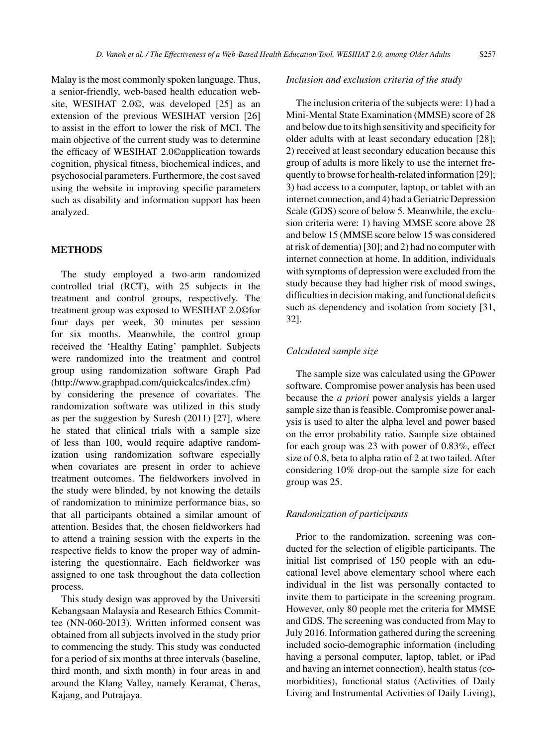Malay is the most commonly spoken language. Thus, a senior-friendly, web-based health education website, WESIHAT 2.0©, was developed [25] as an extension of the previous WESIHAT version [26] to assist in the effort to lower the risk of MCI. The main objective of the current study was to determine the efficacy of WESIHAT 2.0©application towards cognition, physical fitness, biochemical indices, and psychosocial parameters. Furthermore, the cost saved using the website in improving specific parameters such as disability and information support has been analyzed.

## METHODS

The study employed a two-arm randomized controlled trial (RCT), with 25 subjects in the treatment and control groups, respectively. The treatment group was exposed to WESIHAT 2.0©for four days per week, 30 minutes per session for six months. Meanwhile, the control group received the 'Healthy Eating' pamphlet. Subjects were randomized into the treatment and control group using randomization software Graph Pad (http://www.graphpad.com/quickcalcs/index.cfm) by considering the presence of covariates. The randomization software was utilized in this study as per the suggestion by Suresh (2011) [27], where he stated that clinical trials with a sample size of less than 100, would require adaptive randomization using randomization software especially when covariates are present in order to achieve treatment outcomes. The fieldworkers involved in the study were blinded, by not knowing the details of randomization to minimize performance bias, so that all participants obtained a similar amount of attention. Besides that, the chosen fieldworkers had to attend a training session with the experts in the respective fields to know the proper way of administering the questionnaire. Each fieldworker was assigned to one task throughout the data collection process.

This study design was approved by the Universiti Kebangsaan Malaysia and Research Ethics Committee (NN-060-2013). Written informed consent was obtained from all subjects involved in the study prior to commencing the study. This study was conducted for a period of six months at three intervals (baseline, third month, and sixth month) in four areas in and around the Klang Valley, namely Keramat, Cheras, Kajang, and Putrajaya.

### *Inclusion and exclusion criteria of the study*

The inclusion criteria of the subjects were: 1) had a Mini-Mental State Examination (MMSE) score of 28 and below due to its high sensitivity and specificity for older adults with at least secondary education [28]; 2) received at least secondary education because this group of adults is more likely to use the internet frequently to browse for health-related information [29]; 3) had access to a computer, laptop, or tablet with an internet connection, and 4) had a Geriatric Depression Scale (GDS) score of below 5. Meanwhile, the exclusion criteria were: 1) having MMSE score above 28 and below 15 (MMSE score below 15 was considered at risk of dementia) [30]; and 2) had no computer with internet connection at home. In addition, individuals with symptoms of depression were excluded from the study because they had higher risk of mood swings, difficulties in decision making, and functional deficits such as dependency and isolation from society [31, 32].

### *Calculated sample size*

The sample size was calculated using the GPower software. Compromise power analysis has been used because the *a priori* power analysis yields a larger sample size than is feasible. Compromise power analysis is used to alter the alpha level and power based on the error probability ratio. Sample size obtained for each group was 23 with power of 0.83%, effect size of 0.8, beta to alpha ratio of 2 at two tailed. After considering 10% drop-out the sample size for each group was 25.

### *Randomization of participants*

Prior to the randomization, screening was conducted for the selection of eligible participants. The initial list comprised of 150 people with an educational level above elementary school where each individual in the list was personally contacted to invite them to participate in the screening program. However, only 80 people met the criteria for MMSE and GDS. The screening was conducted from May to July 2016. Information gathered during the screening included socio-demographic information (including having a personal computer, laptop, tablet, or iPad and having an internet connection), health status (comorbidities), functional status (Activities of Daily Living and Instrumental Activities of Daily Living),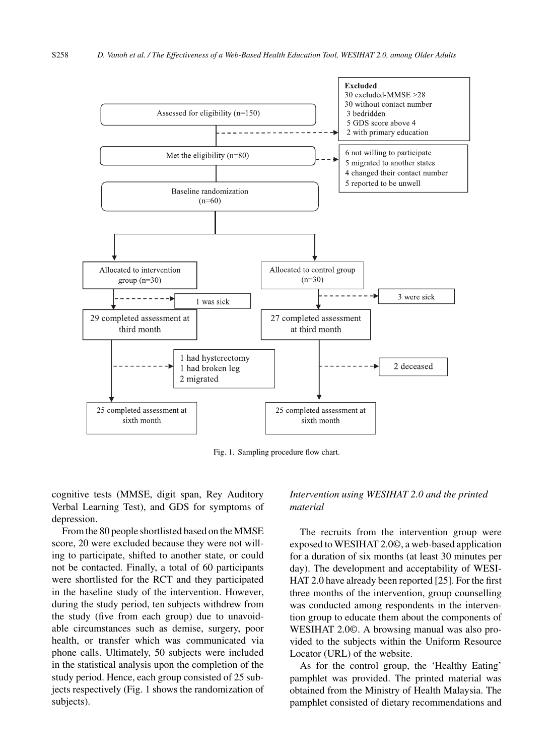Excluded
30 excluded-MMSE >28
30 without contact number
3 bedridden
5 GDS score above 4
2 with primary education

Assessed for eligibility (n=150)

Met the eligibility (n=80)

6 not willing to participate
5 migrated to another states
4 changed their contact number
5 reported to be unwell

Baseline randomization (n=60)

Allocated to intervention group (n=30)

1 was sick

29 completed assessment at third month

1 had hysterectomy
1 had broken leg
2 migrated

25 completed assessment at sixth month

Allocated to control group (n=30)

3 were sick

27 completed assessment at third month

2 deceased

25 completed assessment at sixth month

Fig. 1. Sampling procedure flow chart.

cognitive tests (MMSE, digit span, Rey Auditory Verbal Learning Test), and GDS for symptoms of depression.

From the 80 people shortlisted based on the MMSE score, 20 were excluded because they were not willing to participate, shifted to another state, or could not be contacted. Finally, a total of 60 participants were shortlisted for the RCT and they participated in the baseline study of the intervention. However, during the study period, ten subjects withdrew from the study (five from each group) due to unavoidable circumstances such as demise, surgery, poor health, or transfer which was communicated via phone calls. Ultimately, 50 subjects were included in the statistical analysis upon the completion of the study period. Hence, each group consisted of 25 subjects respectively (Fig. 1 shows the randomization of subjects).

*Intervention using WESIHAT 2.0 and the printed material*

The recruits from the intervention group were exposed to WESIHAT 2.0©, a web-based application for a duration of six months (at least 30 minutes per day). The development and acceptability of WESIHAT 2.0 have already been reported [25]. For the first three months of the intervention, group counselling was conducted among respondents in the intervention group to educate them about the components of WESIHAT 2.0©. A browsing manual was also provided to the subjects within the Uniform Resource Locator (URL) of the website.

As for the control group, the 'Healthy Eating' pamphlet was provided. The printed material was obtained from the Ministry of Health Malaysia. The pamphlet consisted of dietary recommendations and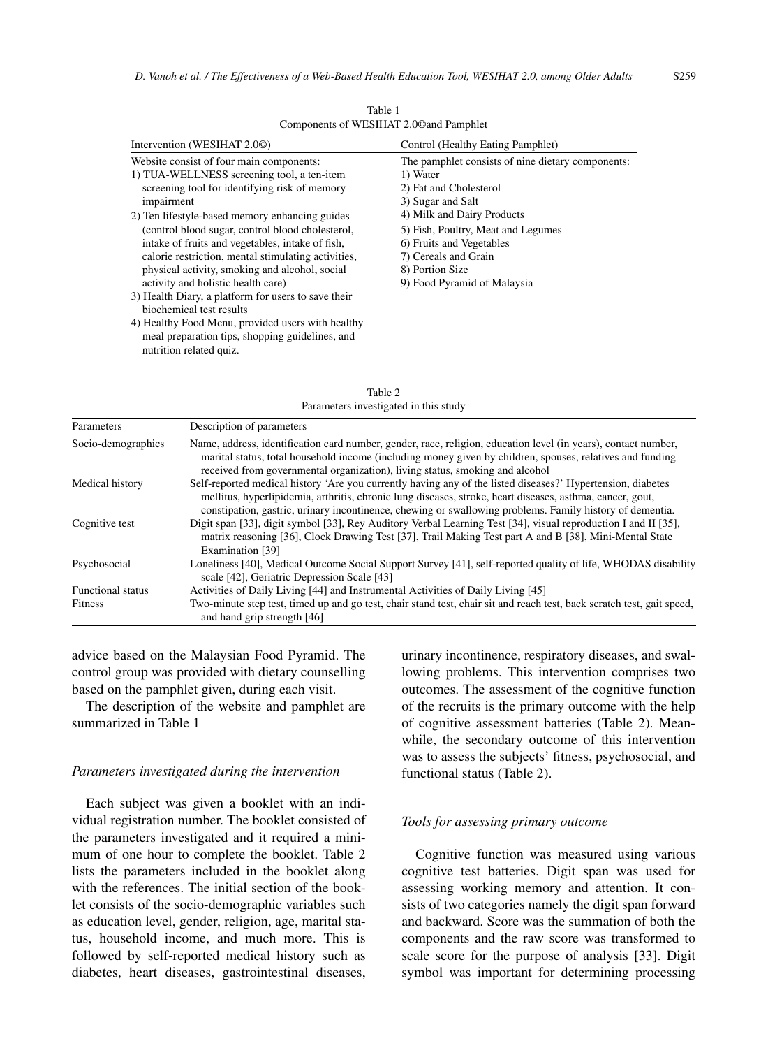Table 1
Components of WESIHAT 2.0©and Pamphlet

| Intervention (WESIHAT 2.0©) | Control (Healthy Eating Pamphlet) |
|---|---|
| Website consist of four main components:<br>1) TUA-WELLNESS screening tool, a ten-item screening tool for identifying risk of memory impairment<br>2) Ten lifestyle-based memory enhancing guides (control blood sugar, control blood cholesterol, intake of fruits and vegetables, intake of fish, calorie restriction, mental stimulating activities, physical activity, smoking and alcohol, social activity and holistic health care)<br>3) Health Diary, a platform for users to save their biochemical test results<br>4) Healthy Food Menu, provided users with healthy meal preparation tips, shopping guidelines, and nutrition related quiz. | The pamphlet consists of nine dietary components:<br>1) Water<br>2) Fat and Cholesterol<br>3) Sugar and Salt<br>4) Milk and Dairy Products<br>5) Fish, Poultry, Meat and Legumes<br>6) Fruits and Vegetables<br>7) Cereals and Grain<br>8) Portion Size<br>9) Food Pyramid of Malaysia |

Table 2
Parameters investigated in this study

| Parameters | Description of parameters |
|---|---|
| Socio-demographics | Name, address, identification card number, gender, race, religion, education level (in years), contact number, marital status, total household income (including money given by children, spouses, relatives and funding received from governmental organization), living status, smoking and alcohol |
| Medical history | Self-reported medical history 'Are you currently having any of the listed diseases?' Hypertension, diabetes mellitus, hyperlipidemia, arthritis, chronic lung diseases, stroke, heart diseases, asthma, cancer, gout, constipation, gastric, urinary incontinence, chewing or swallowing problems. Family history of dementia. |
| Cognitive test | Digit span [33], digit symbol [33], Rey Auditory Verbal Learning Test [34], visual reproduction I and II [35], matrix reasoning [36], Clock Drawing Test [37], Trail Making Test part A and B [38], Mini-Mental State Examination [39] |
| Psychosocial | Loneliness [40], Medical Outcome Social Support Survey [41], self-reported quality of life, WHODAS disability scale [42], Geriatric Depression Scale [43] |
| Functional status | Activities of Daily Living [44] and Instrumental Activities of Daily Living [45] |
| Fitness | Two-minute step test, timed up and go test, chair stand test, chair sit and reach test, back scratch test, gait speed, and hand grip strength [46] |

advice based on the Malaysian Food Pyramid. The control group was provided with dietary counselling based on the pamphlet given, during each visit.

The description of the website and pamphlet are summarized in Table 1

*Parameters investigated during the intervention*

Each subject was given a booklet with an individual registration number. The booklet consisted of the parameters investigated and it required a minimum of one hour to complete the booklet. Table 2 lists the parameters included in the booklet along with the references. The initial section of the booklet consists of the socio-demographic variables such as education level, gender, religion, age, marital status, household income, and much more. This is followed by self-reported medical history such as diabetes, heart diseases, gastrointestinal diseases, urinary incontinence, respiratory diseases, and swallowing problems. This intervention comprises two outcomes. The assessment of the cognitive function of the recruits is the primary outcome with the help of cognitive assessment batteries (Table 2). Meanwhile, the secondary outcome of this intervention was to assess the subjects' fitness, psychosocial, and functional status (Table 2).

*Tools for assessing primary outcome*

Cognitive function was measured using various cognitive test batteries. Digit span was used for assessing working memory and attention. It consists of two categories namely the digit span forward and backward. Score was the summation of both the components and the raw score was transformed to scale score for the purpose of analysis [33]. Digit symbol was important for determining processing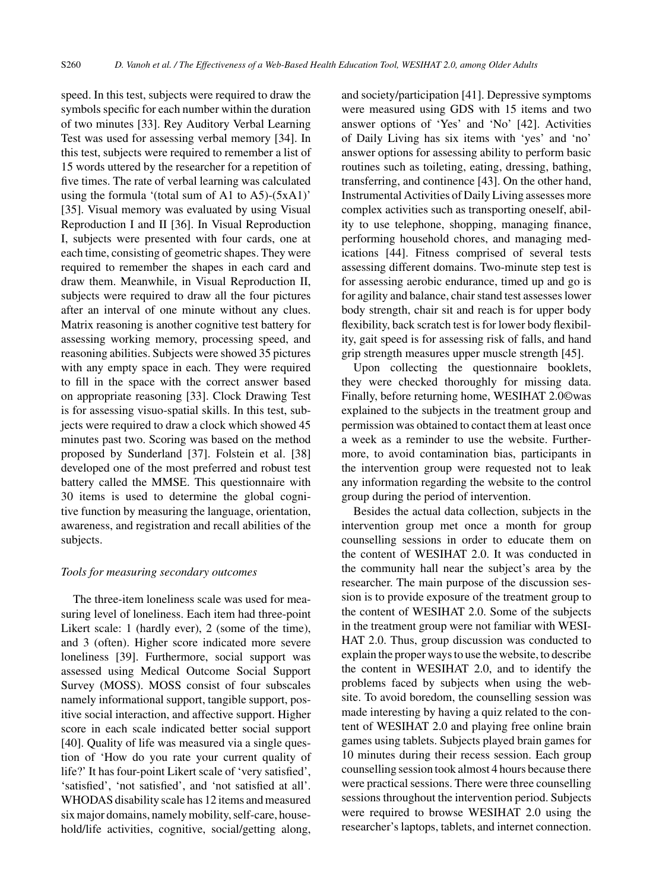speed. In this test, subjects were required to draw the symbols specific for each number within the duration of two minutes [33]. Rey Auditory Verbal Learning Test was used for assessing verbal memory [34]. In this test, subjects were required to remember a list of 15 words uttered by the researcher for a repetition of five times. The rate of verbal learning was calculated using the formula '(total sum of A1 to A5)-(5xA1)' [35]. Visual memory was evaluated by using Visual Reproduction I and II [36]. In Visual Reproduction I, subjects were presented with four cards, one at each time, consisting of geometric shapes. They were required to remember the shapes in each card and draw them. Meanwhile, in Visual Reproduction II, subjects were required to draw all the four pictures after an interval of one minute without any clues. Matrix reasoning is another cognitive test battery for assessing working memory, processing speed, and reasoning abilities. Subjects were showed 35 pictures with any empty space in each. They were required to fill in the space with the correct answer based on appropriate reasoning [33]. Clock Drawing Test is for assessing visuo-spatial skills. In this test, subjects were required to draw a clock which showed 45 minutes past two. Scoring was based on the method proposed by Sunderland [37]. Folstein et al. [38] developed one of the most preferred and robust test battery called the MMSE. This questionnaire with 30 items is used to determine the global cognitive function by measuring the language, orientation, awareness, and registration and recall abilities of the subjects.

*Tools for measuring secondary outcomes*

The three-item loneliness scale was used for measuring level of loneliness. Each item had three-point Likert scale: 1 (hardly ever), 2 (some of the time), and 3 (often). Higher score indicated more severe loneliness [39]. Furthermore, social support was assessed using Medical Outcome Social Support Survey (MOSS). MOSS consist of four subscales namely informational support, tangible support, positive social interaction, and affective support. Higher score in each scale indicated better social support [40]. Quality of life was measured via a single question of 'How do you rate your current quality of life?' It has four-point Likert scale of 'very satisfied', 'satisfied', 'not satisfied', and 'not satisfied at all'. WHODAS disability scale has 12 items and measured six major domains, namely mobility, self-care, household/life activities, cognitive, social/getting along, and society/participation [41]. Depressive symptoms were measured using GDS with 15 items and two answer options of 'Yes' and 'No' [42]. Activities of Daily Living has six items with 'yes' and 'no' answer options for assessing ability to perform basic routines such as toileting, eating, dressing, bathing, transferring, and continence [43]. On the other hand, Instrumental Activities of Daily Living assesses more complex activities such as transporting oneself, ability to use telephone, shopping, managing finance, performing household chores, and managing medications [44]. Fitness comprised of several tests assessing different domains. Two-minute step test is for assessing aerobic endurance, timed up and go is for agility and balance, chair stand test assesses lower body strength, chair sit and reach is for upper body flexibility, back scratch test is for lower body flexibility, gait speed is for assessing risk of falls, and hand grip strength measures upper muscle strength [45].

Upon collecting the questionnaire booklets, they were checked thoroughly for missing data. Finally, before returning home, WESIHAT 2.0©was explained to the subjects in the treatment group and permission was obtained to contact them at least once a week as a reminder to use the website. Furthermore, to avoid contamination bias, participants in the intervention group were requested not to leak any information regarding the website to the control group during the period of intervention.

Besides the actual data collection, subjects in the intervention group met once a month for group counselling sessions in order to educate them on the content of WESIHAT 2.0. It was conducted in the community hall near the subject's area by the researcher. The main purpose of the discussion session is to provide exposure of the treatment group to the content of WESIHAT 2.0. Some of the subjects in the treatment group were not familiar with WESIHAT 2.0. Thus, group discussion was conducted to explain the proper ways to use the website, to describe the content in WESIHAT 2.0, and to identify the problems faced by subjects when using the website. To avoid boredom, the counselling session was made interesting by having a quiz related to the content of WESIHAT 2.0 and playing free online brain games using tablets. Subjects played brain games for 10 minutes during their recess session. Each group counselling session took almost 4 hours because there were practical sessions. There were three counselling sessions throughout the intervention period. Subjects were required to browse WESIHAT 2.0 using the researcher's laptops, tablets, and internet connection.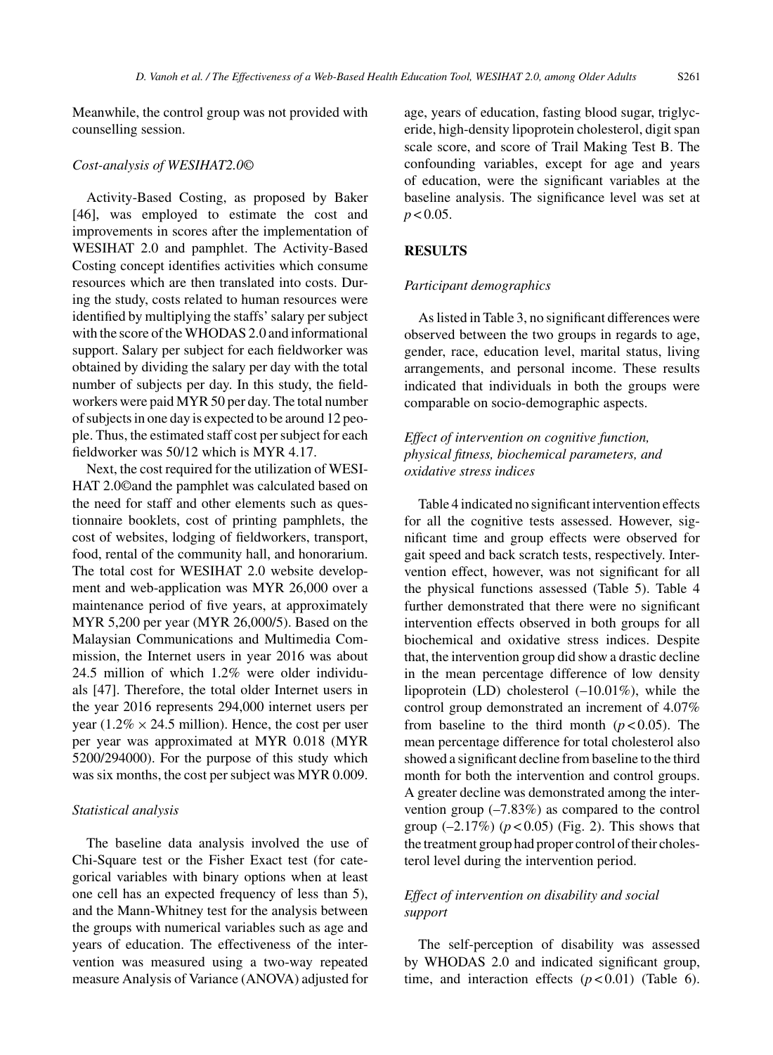Meanwhile, the control group was not provided with counselling session.

### *Cost-analysis of WESIHAT2.0©*

Activity-Based Costing, as proposed by Baker [46], was employed to estimate the cost and improvements in scores after the implementation of WESIHAT 2.0 and pamphlet. The Activity-Based Costing concept identifies activities which consume resources which are then translated into costs. During the study, costs related to human resources were identified by multiplying the staffs' salary per subject with the score of the WHODAS 2.0 and informational support. Salary per subject for each fieldworker was obtained by dividing the salary per day with the total number of subjects per day. In this study, the fieldworkers were paid MYR 50 per day. The total number of subjects in one day is expected to be around 12 people. Thus, the estimated staff cost per subject for each fieldworker was 50/12 which is MYR 4.17.

Next, the cost required for the utilization of WESIHAT 2.0©and the pamphlet was calculated based on the need for staff and other elements such as questionnaire booklets, cost of printing pamphlets, the cost of websites, lodging of fieldworkers, transport, food, rental of the community hall, and honorarium. The total cost for WESIHAT 2.0 website development and web-application was MYR 26,000 over a maintenance period of five years, at approximately MYR 5,200 per year (MYR 26,000/5). Based on the Malaysian Communications and Multimedia Commission, the Internet users in year 2016 was about 24.5 million of which 1.2% were older individuals [47]. Therefore, the total older Internet users in the year 2016 represents 294,000 internet users per year ($1.2\% \times 24.5$ million). Hence, the cost per user per year was approximated at MYR 0.018 (MYR 5200/294000). For the purpose of this study which was six months, the cost per subject was MYR 0.009.

### *Statistical analysis*

The baseline data analysis involved the use of Chi-Square test or the Fisher Exact test (for categorical variables with binary options when at least one cell has an expected frequency of less than 5), and the Mann-Whitney test for the analysis between the groups with numerical variables such as age and years of education. The effectiveness of the intervention was measured using a two-way repeated measure Analysis of Variance (ANOVA) adjusted for age, years of education, fasting blood sugar, triglyceride, high-density lipoprotein cholesterol, digit span scale score, and score of Trail Making Test B. The confounding variables, except for age and years of education, were the significant variables at the baseline analysis. The significance level was set at $p < 0.05$.

## RESULTS

### *Participant demographics*

As listed in Table 3, no significant differences were observed between the two groups in regards to age, gender, race, education level, marital status, living arrangements, and personal income. These results indicated that individuals in both the groups were comparable on socio-demographic aspects.

### *Effect of intervention on cognitive function, physical fitness, biochemical parameters, and oxidative stress indices*

Table 4 indicated no significant intervention effects for all the cognitive tests assessed. However, significant time and group effects were observed for gait speed and back scratch tests, respectively. Intervention effect, however, was not significant for all the physical functions assessed (Table 5). Table 4 further demonstrated that there were no significant intervention effects observed in both groups for all biochemical and oxidative stress indices. Despite that, the intervention group did show a drastic decline in the mean percentage difference of low density lipoprotein (LD) cholesterol (–10.01%), while the control group demonstrated an increment of 4.07% from baseline to the third month ($p < 0.05$). The mean percentage difference for total cholesterol also showed a significant decline from baseline to the third month for both the intervention and control groups. A greater decline was demonstrated among the intervention group (–7.83%) as compared to the control group (–2.17%) ($p < 0.05$) (Fig. 2). This shows that the treatment group had proper control of their cholesterol level during the intervention period.

### *Effect of intervention on disability and social support*

The self-perception of disability was assessed by WHODAS 2.0 and indicated significant group, time, and interaction effects ($p < 0.01$) (Table 6).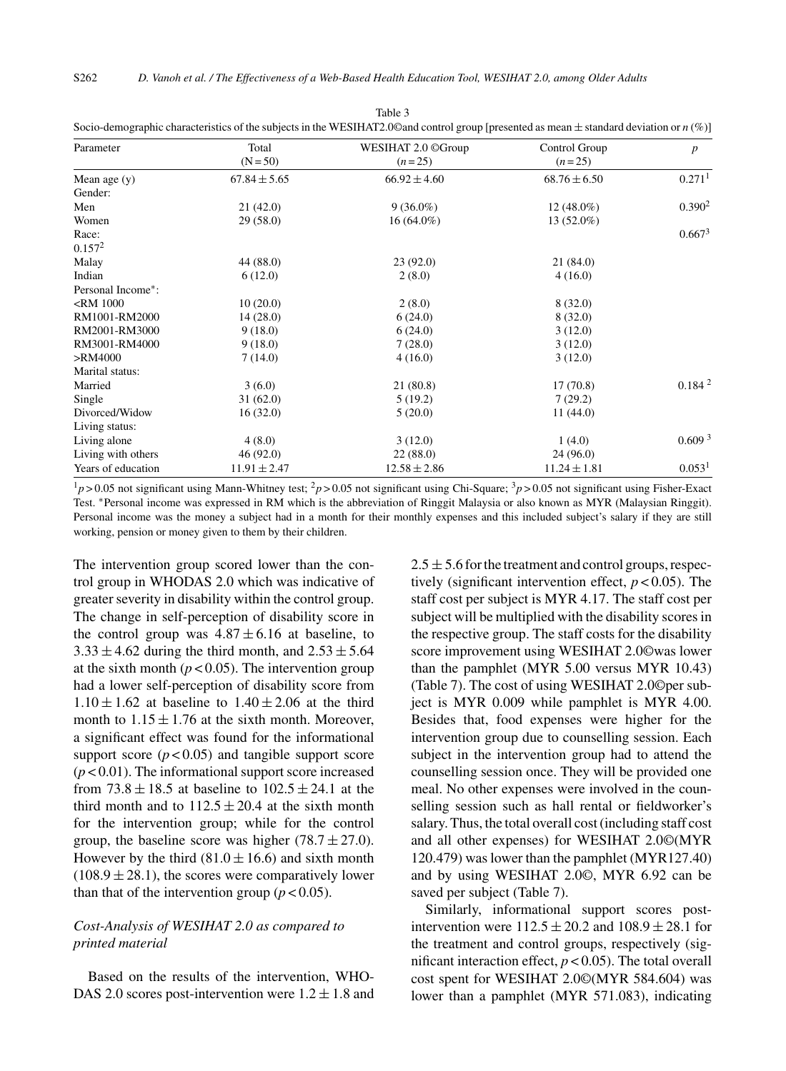Table 3
Socio-demographic characteristics of the subjects in the WESIHAT2.0©and control group [presented as mean ± standard deviation or n (%)]

| Parameter | Total (N = 50) | WESIHAT 2.0 ©Group (n = 25) | Control Group (n = 25) | p |
|---|---|---|---|---|
| Mean age (y) | 67.84 ± 5.65 | 66.92 ± 4.60 | 68.76 ± 6.50 | 0.271[1] |
| Gender: | | | | |
| Men | 21 (42.0) | 9 (36.0%) | 12 (48.0%) | 0.390[2] |
| Women | 29 (58.0) | 16 (64.0%) | 13 (52.0%) | |
| Race: | | | | 0.667[3] |
| 0.157[2] | | | | |
| Malay | 44 (88.0) | 23 (92.0) | 21 (84.0) | |
| Indian | 6 (12.0) | 2 (8.0) | 4 (16.0) | |
| Personal Income*: | | | | |
| <RM 1000 | 10 (20.0) | 2 (8.0) | 8 (32.0) | |
| RM1001-RM2000 | 14 (28.0) | 6 (24.0) | 8 (32.0) | |
| RM2001-RM3000 | 9 (18.0) | 6 (24.0) | 3 (12.0) | |
| RM3001-RM4000 | 9 (18.0) | 7 (28.0) | 3 (12.0) | |
| >RM4000 | 7 (14.0) | 4 (16.0) | 3 (12.0) | |
| Marital status: | | | | |
| Married | 3 (6.0) | 21 (80.8) | 17 (70.8) | 0.184 [2] |
| Single | 31 (62.0) | 5 (19.2) | 7 (29.2) | |
| Divorced/Widow | 16 (32.0) | 5 (20.0) | 11 (44.0) | |
| Living status: | | | | |
| Living alone | 4 (8.0) | 3 (12.0) | 1 (4.0) | 0.609 [3] |
| Living with others | 46 (92.0) | 22 (88.0) | 24 (96.0) | |
| Years of education | 11.91 ± 2.47 | 12.58 ± 2.86 | 11.24 ± 1.81 | 0.053[1] |

[1]$p > 0.05$ not significant using Mann-Whitney test; [2]$p > 0.05$ not significant using Chi-Square; [3]$p > 0.05$ not significant using Fisher-Exact Test. *Personal income was expressed in RM which is the abbreviation of Ringgit Malaysia or also known as MYR (Malaysian Ringgit). Personal income was the money a subject had in a month for their monthly expenses and this included subject's salary if they are still working, pension or money given to them by their children.

The intervention group scored lower than the control group in WHODAS 2.0 which was indicative of greater severity in disability within the control group. The change in self-perception of disability score in the control group was $4.87 \pm 6.16$ at baseline, to $3.33 \pm 4.62$ during the third month, and $2.53 \pm 5.64$ at the sixth month ($p < 0.05$). The intervention group had a lower self-perception of disability score from $1.10 \pm 1.62$ at baseline to $1.40 \pm 2.06$ at the third month to $1.15 \pm 1.76$ at the sixth month. Moreover, a significant effect was found for the informational support score ($p < 0.05$) and tangible support score ($p < 0.01$). The informational support score increased from $73.8 \pm 18.5$ at baseline to $102.5 \pm 24.1$ at the third month and to $112.5 \pm 20.4$ at the sixth month for the intervention group; while for the control group, the baseline score was higher ($78.7 \pm 27.0$). However by the third ($81.0 \pm 16.6$) and sixth month ($108.9 \pm 28.1$), the scores were comparatively lower than that of the intervention group ($p < 0.05$).

### *Cost-Analysis of WESIHAT 2.0 as compared to printed material*

Based on the results of the intervention, WHODAS 2.0 scores post-intervention were $1.2 \pm 1.8$ and $2.5 \pm 5.6$ for the treatment and control groups, respectively (significant intervention effect, $p < 0.05$). The staff cost per subject is MYR 4.17. The staff cost per subject will be multiplied with the disability scores in the respective group. The staff costs for the disability score improvement using WESIHAT 2.0©was lower than the pamphlet (MYR 5.00 versus MYR 10.43) (Table 7). The cost of using WESIHAT 2.0©per subject is MYR 0.009 while pamphlet is MYR 4.00. Besides that, food expenses were higher for the intervention group due to counselling session. Each subject in the intervention group had to attend the counselling session once. They will be provided one meal. No other expenses were involved in the counselling session such as hall rental or fieldworker's salary. Thus, the total overall cost (including staff cost and all other expenses) for WESIHAT 2.0©(MYR 120.479) was lower than the pamphlet (MYR127.40) and by using WESIHAT 2.0©, MYR 6.92 can be saved per subject (Table 7).

Similarly, informational support scores post-intervention were $112.5 \pm 20.2$ and $108.9 \pm 28.1$ for the treatment and control groups, respectively (significant interaction effect, $p < 0.05$). The total overall cost spent for WESIHAT 2.0©(MYR 584.604) was lower than a pamphlet (MYR 571.083), indicating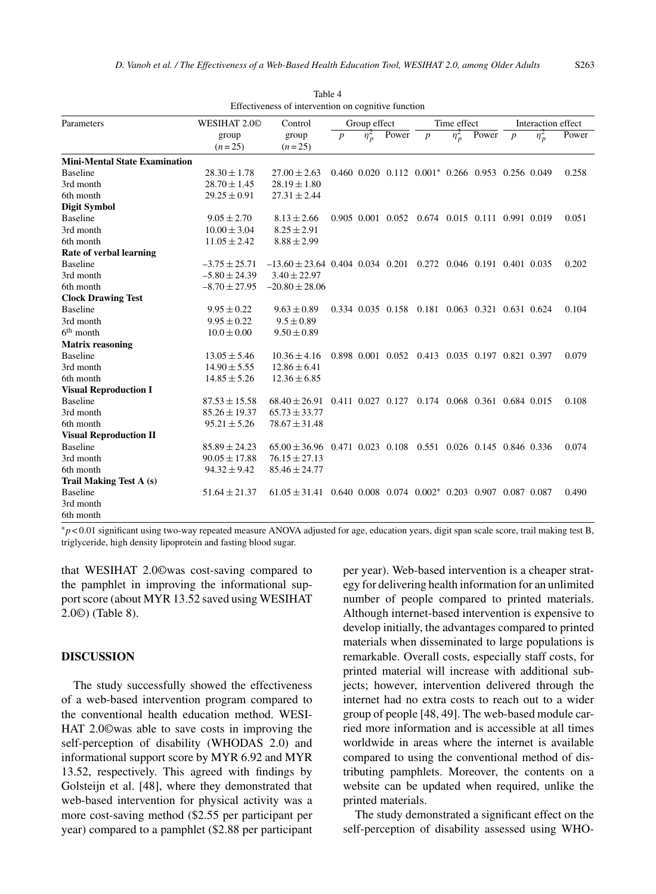Table 4
Effectiveness of intervention on cognitive function

| Parameters | WESIHAT 2.0© group ($n = 25$) | Control group ($n = 25$) | Group effect | | | Time effect | | | Interaction effect | | |
|---|---|---|---|---|---|---|---|---|---|---|---|
| | | | $p$ | $\eta_p^2$ | Power | $p$ | $\eta_p^2$ | Power | $p$ | $\eta_p^2$ | Power |
| **Mini-Mental State Examination** | | | | | | | | | | | |
| Baseline | $28.30 \pm 1.78$ | $27.00 \pm 2.63$ | 0.460 | 0.020 | 0.112 | 0.001* | 0.266 | 0.953 | 0.256 | 0.049 | 0.258 |
| 3rd month | $28.70 \pm 1.45$ | $28.19 \pm 1.80$ | | | | | | | | | |
| 6th month | $29.25 \pm 0.91$ | $27.31 \pm 2.44$ | | | | | | | | | |
| **Digit Symbol** | | | | | | | | | | | |
| Baseline | $9.05 \pm 2.70$ | $8.13 \pm 2.66$ | 0.905 | 0.001 | 0.052 | 0.674 | 0.015 | 0.111 | 0.991 | 0.019 | 0.051 |
| 3rd month | $10.00 \pm 3.04$ | $8.25 \pm 2.91$ | | | | | | | | | |
| 6th month | $11.05 \pm 2.42$ | $8.88 \pm 2.99$ | | | | | | | | | |
| **Rate of verbal learning** | | | | | | | | | | | |
| Baseline | $-3.75 \pm 25.71$ | $-13.60 \pm 23.64$ | 0.404 | 0.034 | 0.201 | 0.272 | 0.046 | 0.191 | 0.401 | 0.035 | 0.202 |
| 3rd month | $-5.80 \pm 24.39$ | $3.40 \pm 22.97$ | | | | | | | | | |
| 6th month | $-8.70 \pm 27.95$ | $-20.80 \pm 28.06$ | | | | | | | | | |
| **Clock Drawing Test** | | | | | | | | | | | |
| Baseline | $9.95 \pm 0.22$ | $9.63 \pm 0.89$ | 0.334 | 0.035 | 0.158 | 0.181 | 0.063 | 0.321 | 0.631 | 0.624 | 0.104 |
| 3rd month | $9.95 \pm 0.22$ | $9.5 \pm 0.89$ | | | | | | | | | |
| 6th month | $10.0 \pm 0.00$ | $9.50 \pm 0.89$ | | | | | | | | | |
| **Matrix reasoning** | | | | | | | | | | | |
| Baseline | $13.05 \pm 5.46$ | $10.36 \pm 4.16$ | 0.898 | 0.001 | 0.052 | 0.413 | 0.035 | 0.197 | 0.821 | 0.397 | 0.079 |
| 3rd month | $14.90 \pm 5.55$ | $12.86 \pm 6.41$ | | | | | | | | | |
| 6th month | $14.85 \pm 5.26$ | $12.36 \pm 6.85$ | | | | | | | | | |
| **Visual Reproduction I** | | | | | | | | | | | |
| Baseline | $87.53 \pm 15.58$ | $68.40 \pm 26.91$ | 0.411 | 0.027 | 0.127 | 0.174 | 0.068 | 0.361 | 0.684 | 0.015 | 0.108 |
| 3rd month | $85.26 \pm 19.37$ | $65.73 \pm 33.77$ | | | | | | | | | |
| 6th month | $95.21 \pm 5.26$ | $78.67 \pm 31.48$ | | | | | | | | | |
| **Visual Reproduction II** | | | | | | | | | | | |
| Baseline | $85.89 \pm 24.23$ | $65.00 \pm 36.96$ | 0.471 | 0.023 | 0.108 | 0.551 | 0.026 | 0.145 | 0.846 | 0.336 | 0.074 |
| 3rd month | $90.05 \pm 17.88$ | $76.15 \pm 27.13$ | | | | | | | | | |
| 6th month | $94.32 \pm 9.42$ | $85.46 \pm 24.77$ | | | | | | | | | |
| **Trail Making Test A (s)** | | | | | | | | | | | |
| Baseline | $51.64 \pm 21.37$ | $61.05 \pm 31.41$ | 0.640 | 0.008 | 0.074 | 0.002* | 0.203 | 0.907 | 0.087 | 0.087 | 0.490 |
| 3rd month | | | | | | | | | | | |
| 6th month | | | | | | | | | | | |

*$p < 0.01$ significant using two-way repeated measure ANOVA adjusted for age, education years, digit span scale score, trail making test B, triglyceride, high density lipoprotein and fasting blood sugar.

that WESIHAT 2.0©was cost-saving compared to the pamphlet in improving the informational support score (about MYR 13.52 saved using WESIHAT 2.0©) (Table 8).

## DISCUSSION

The study successfully showed the effectiveness of a web-based intervention program compared to the conventional health education method. WESIHAT 2.0©was able to save costs in improving the self-perception of disability (WHODAS 2.0) and informational support score by MYR 6.92 and MYR 13.52, respectively. This agreed with findings by Golsteijn et al. [48], where they demonstrated that web-based intervention for physical activity was a more cost-saving method (\$2.55 per participant per year) compared to a pamphlet (\$2.88 per participant per year). Web-based intervention is a cheaper strategy for delivering health information for an unlimited number of people compared to printed materials. Although internet-based intervention is expensive to develop initially, the advantages compared to printed materials when disseminated to large populations is remarkable. Overall costs, especially staff costs, for printed material will increase with additional subjects; however, intervention delivered through the internet had no extra costs to reach out to a wider group of people [48, 49]. The web-based module carried more information and is accessible at all times worldwide in areas where the internet is available compared to using the conventional method of distributing pamphlets. Moreover, the contents on a website can be updated when required, unlike the printed materials.

The study demonstrated a significant effect on the self-perception of disability assessed using WHO-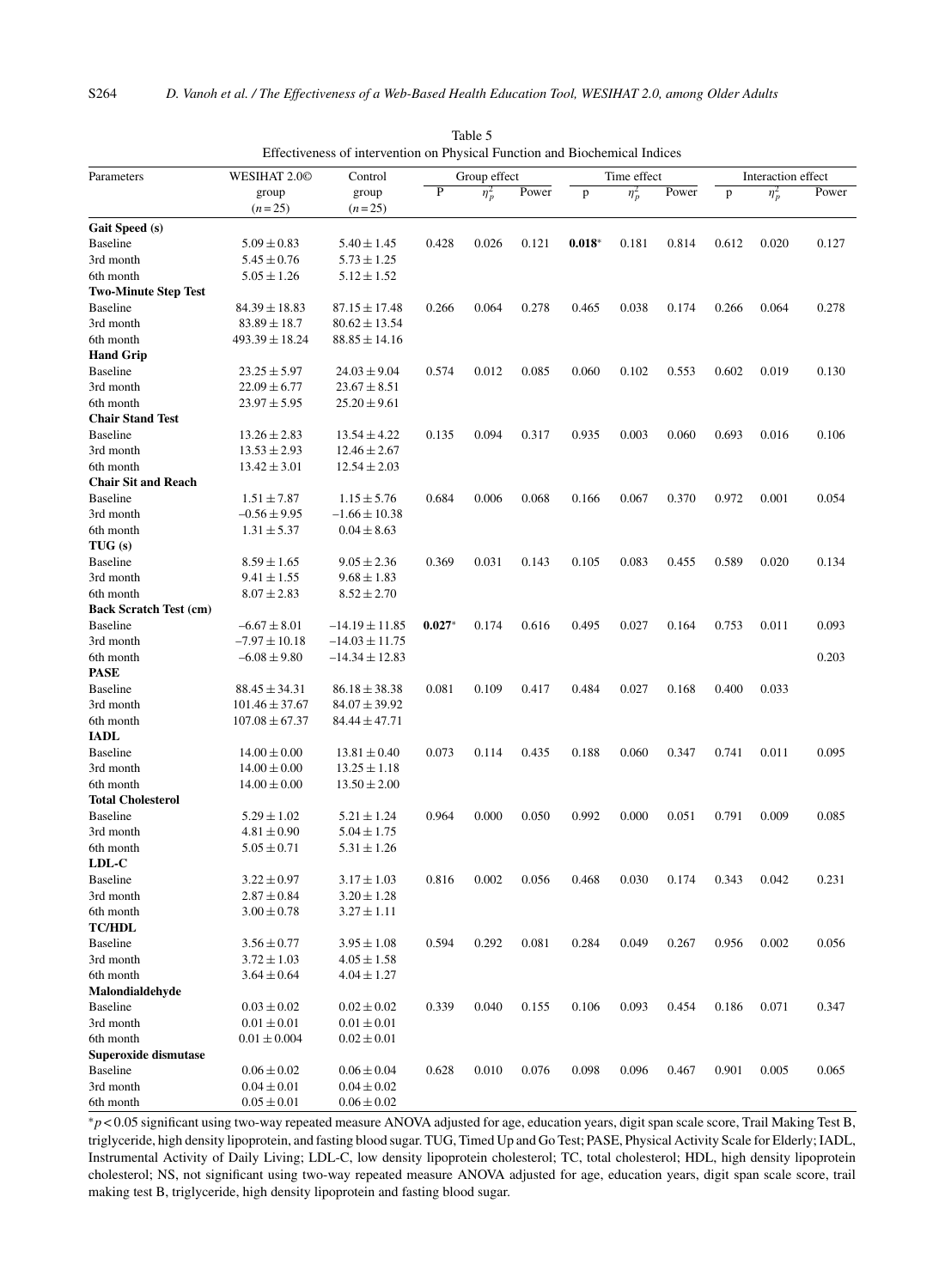Table 5

Effectiveness of intervention on Physical Function and Biochemical Indices

| Parameters | WESIHAT 2.0© group ($n=25$) | Control group ($n=25$) | Group effect | | | Time effect | | | Interaction effect | | |
|---|---|---|---|---|---|---|---|---|---|---|---|
| | | | P | $\eta_p^2$ | Power | p | $\eta_p^2$ | Power | p | $\eta_p^2$ | Power |
| **Gait Speed (s)** | | | | | | | | | | | |
| Baseline | $5.09 \pm 0.83$ | $5.40 \pm 1.45$ | 0.428 | 0.026 | 0.121 | **0.018*** | 0.181 | 0.814 | 0.612 | 0.020 | 0.127 |
| 3rd month | $5.45 \pm 0.76$ | $5.73 \pm 1.25$ | | | | | | | | | |
| 6th month | $5.05 \pm 1.26$ | $5.12 \pm 1.52$ | | | | | | | | | |
| **Two-Minute Step Test** | | | | | | | | | | | |
| Baseline | $84.39 \pm 18.83$ | $87.15 \pm 17.48$ | 0.266 | 0.064 | 0.278 | 0.465 | 0.038 | 0.174 | 0.266 | 0.064 | 0.278 |
| 3rd month | $83.89 \pm 18.7$ | $80.62 \pm 13.54$ | | | | | | | | | |
| 6th month | $493.39 \pm 18.24$ | $88.85 \pm 14.16$ | | | | | | | | | |
| **Hand Grip** | | | | | | | | | | | |
| Baseline | $23.25 \pm 5.97$ | $24.03 \pm 9.04$ | 0.574 | 0.012 | 0.085 | 0.060 | 0.102 | 0.553 | 0.602 | 0.019 | 0.130 |
| 3rd month | $22.09 \pm 6.77$ | $23.67 \pm 8.51$ | | | | | | | | | |
| 6th month | $23.97 \pm 5.95$ | $25.20 \pm 9.61$ | | | | | | | | | |
| **Chair Stand Test** | | | | | | | | | | | |
| Baseline | $13.26 \pm 2.83$ | $13.54 \pm 4.22$ | 0.135 | 0.094 | 0.317 | 0.935 | 0.003 | 0.060 | 0.693 | 0.016 | 0.106 |
| 3rd month | $13.53 \pm 2.93$ | $12.46 \pm 2.67$ | | | | | | | | | |
| 6th month | $13.42 \pm 3.01$ | $12.54 \pm 2.03$ | | | | | | | | | |
| **Chair Sit and Reach** | | | | | | | | | | | |
| Baseline | $1.51 \pm 7.87$ | $1.15 \pm 5.76$ | 0.684 | 0.006 | 0.068 | 0.166 | 0.067 | 0.370 | 0.972 | 0.001 | 0.054 |
| 3rd month | $-0.56 \pm 9.95$ | $-1.66 \pm 10.38$ | | | | | | | | | |
| 6th month | $1.31 \pm 5.37$ | $0.04 \pm 8.63$ | | | | | | | | | |
| **TUG (s)** | | | | | | | | | | | |
| Baseline | $8.59 \pm 1.65$ | $9.05 \pm 2.36$ | 0.369 | 0.031 | 0.143 | 0.105 | 0.083 | 0.455 | 0.589 | 0.020 | 0.134 |
| 3rd month | $9.41 \pm 1.55$ | $9.68 \pm 1.83$ | | | | | | | | | |
| 6th month | $8.07 \pm 2.83$ | $8.52 \pm 2.70$ | | | | | | | | | |
| **Back Scratch Test (cm)** | | | | | | | | | | | |
| Baseline | $-6.67 \pm 8.01$ | $-14.19 \pm 11.85$ | **0.027*** | 0.174 | 0.616 | 0.495 | 0.027 | 0.164 | 0.753 | 0.011 | 0.093 |
| 3rd month | $-7.97 \pm 10.18$ | $-14.03 \pm 11.75$ | | | | | | | | | |
| 6th month | $-6.08 \pm 9.80$ | $-14.34 \pm 12.83$ | | | | | | | | | 0.203 |
| **PASE** | | | | | | | | | | | |
| Baseline | $88.45 \pm 34.31$ | $86.18 \pm 38.38$ | 0.081 | 0.109 | 0.417 | 0.484 | 0.027 | 0.168 | 0.400 | 0.033 | |
| 3rd month | $101.46 \pm 37.67$ | $84.07 \pm 39.92$ | | | | | | | | | |
| 6th month | $107.08 \pm 67.37$ | $84.44 \pm 47.71$ | | | | | | | | | |
| **IADL** | | | | | | | | | | | |
| Baseline | $14.00 \pm 0.00$ | $13.81 \pm 0.40$ | 0.073 | 0.114 | 0.435 | 0.188 | 0.060 | 0.347 | 0.741 | 0.011 | 0.095 |
| 3rd month | $14.00 \pm 0.00$ | $13.25 \pm 1.18$ | | | | | | | | | |
| 6th month | $14.00 \pm 0.00$ | $13.50 \pm 2.00$ | | | | | | | | | |
| **Total Cholesterol** | | | | | | | | | | | |
| Baseline | $5.29 \pm 1.02$ | $5.21 \pm 1.24$ | 0.964 | 0.000 | 0.050 | 0.992 | 0.000 | 0.051 | 0.791 | 0.009 | 0.085 |
| 3rd month | $4.81 \pm 0.90$ | $5.04 \pm 1.75$ | | | | | | | | | |
| 6th month | $5.05 \pm 0.71$ | $5.31 \pm 1.26$ | | | | | | | | | |
| **LDL-C** | | | | | | | | | | | |
| Baseline | $3.22 \pm 0.97$ | $3.17 \pm 1.03$ | 0.816 | 0.002 | 0.056 | 0.468 | 0.030 | 0.174 | 0.343 | 0.042 | 0.231 |
| 3rd month | $2.87 \pm 0.84$ | $3.20 \pm 1.28$ | | | | | | | | | |
| 6th month | $3.00 \pm 0.78$ | $3.27 \pm 1.11$ | | | | | | | | | |
| **TC/HDL** | | | | | | | | | | | |
| Baseline | $3.56 \pm 0.77$ | $3.95 \pm 1.08$ | 0.594 | 0.292 | 0.081 | 0.284 | 0.049 | 0.267 | 0.956 | 0.002 | 0.056 |
| 3rd month | $3.72 \pm 1.03$ | $4.05 \pm 1.58$ | | | | | | | | | |
| 6th month | $3.64 \pm 0.64$ | $4.04 \pm 1.27$ | | | | | | | | | |
| **Malondialdehyde** | | | | | | | | | | | |
| Baseline | $0.03 \pm 0.02$ | $0.02 \pm 0.02$ | 0.339 | 0.040 | 0.155 | 0.106 | 0.093 | 0.454 | 0.186 | 0.071 | 0.347 |
| 3rd month | $0.01 \pm 0.01$ | $0.01 \pm 0.01$ | | | | | | | | | |
| 6th month | $0.01 \pm 0.004$ | $0.02 \pm 0.01$ | | | | | | | | | |
| **Superoxide dismutase** | | | | | | | | | | | |
| Baseline | $0.06 \pm 0.02$ | $0.06 \pm 0.04$ | 0.628 | 0.010 | 0.076 | 0.098 | 0.096 | 0.467 | 0.901 | 0.005 | 0.065 |
| 3rd month | $0.04 \pm 0.01$ | $0.04 \pm 0.02$ | | | | | | | | | |
| 6th month | $0.05 \pm 0.01$ | $0.06 \pm 0.02$ | | | | | | | | | |

*$p < 0.05$ significant using two-way repeated measure ANOVA adjusted for age, education years, digit span scale score, Trail Making Test B, triglyceride, high density lipoprotein, and fasting blood sugar. TUG, Timed Up and Go Test; PASE, Physical Activity Scale for Elderly; IADL, Instrumental Activity of Daily Living; LDL-C, low density lipoprotein cholesterol; TC, total cholesterol; HDL, high density lipoprotein cholesterol; NS, not significant using two-way repeated measure ANOVA adjusted for age, education years, digit span scale score, trail making test B, triglyceride, high density lipoprotein and fasting blood sugar.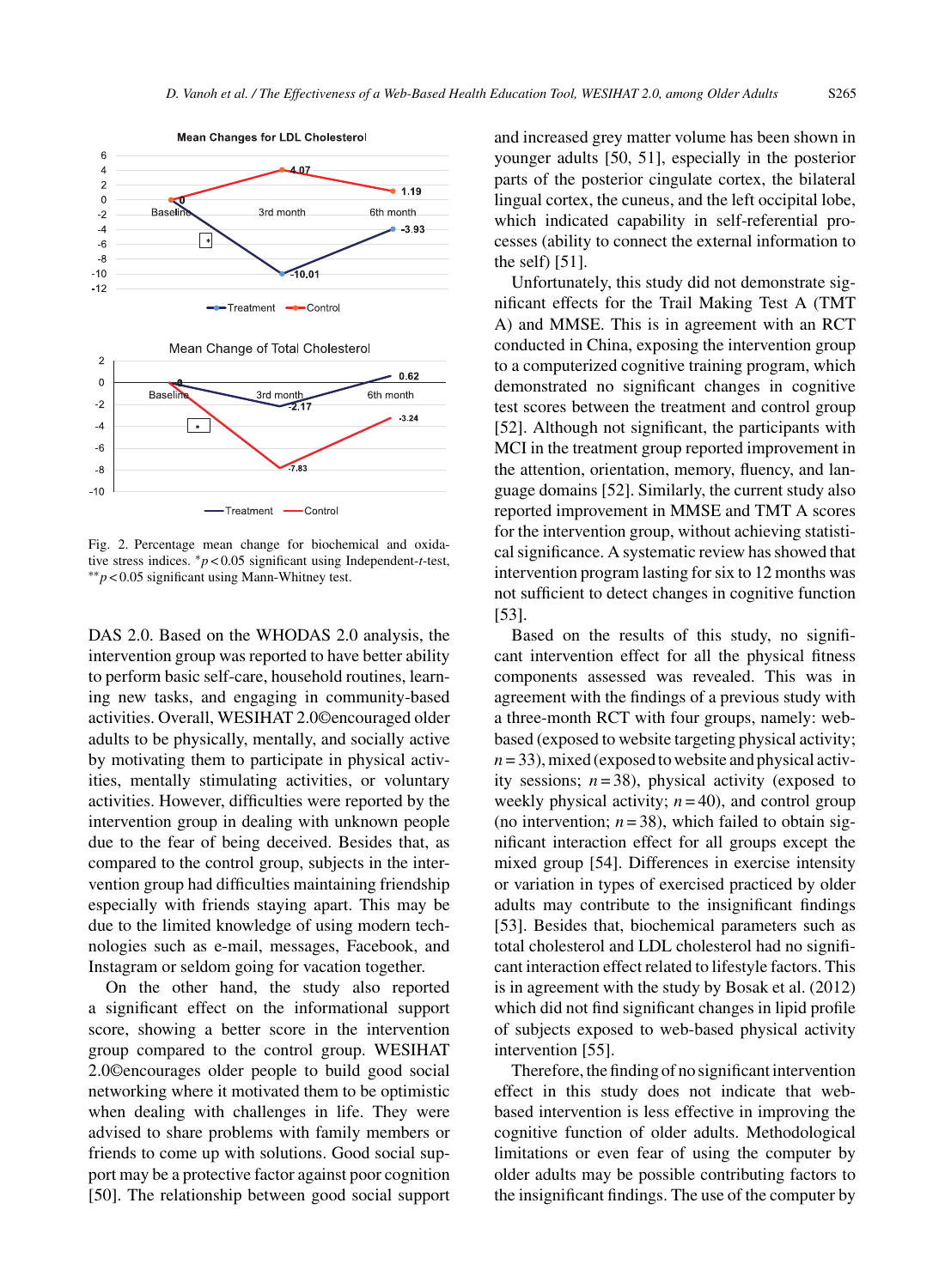Fig. 2. Percentage mean change for biochemical and oxidative stress indices. $^{*}p < 0.05$ significant using Independent-$t$-test, $^{**}p < 0.05$ significant using Mann-Whitney test.

DAS 2.0. Based on the WHODAS 2.0 analysis, the intervention group was reported to have better ability to perform basic self-care, household routines, learning new tasks, and engaging in community-based activities. Overall, WESIHAT 2.0©encouraged older adults to be physically, mentally, and socially active by motivating them to participate in physical activities, mentally stimulating activities, or voluntary activities. However, difficulties were reported by the intervention group in dealing with unknown people due to the fear of being deceived. Besides that, as compared to the control group, subjects in the intervention group had difficulties maintaining friendship especially with friends staying apart. This may be due to the limited knowledge of using modern technologies such as e-mail, messages, Facebook, and Instagram or seldom going for vacation together.

On the other hand, the study also reported a significant effect on the informational support score, showing a better score in the intervention group compared to the control group. WESIHAT 2.0©encourages older people to build good social networking where it motivated them to be optimistic when dealing with challenges in life. They were advised to share problems with family members or friends to come up with solutions. Good social support may be a protective factor against poor cognition [50]. The relationship between good social support and increased grey matter volume has been shown in younger adults [50, 51], especially in the posterior parts of the posterior cingulate cortex, the bilateral lingual cortex, the cuneus, and the left occipital lobe, which indicated capability in self-referential processes (ability to connect the external information to the self) [51].

Unfortunately, this study did not demonstrate significant effects for the Trail Making Test A (TMT A) and MMSE. This is in agreement with an RCT conducted in China, exposing the intervention group to a computerized cognitive training program, which demonstrated no significant changes in cognitive test scores between the treatment and control group [52]. Although not significant, the participants with MCI in the treatment group reported improvement in the attention, orientation, memory, fluency, and language domains [52]. Similarly, the current study also reported improvement in MMSE and TMT A scores for the intervention group, without achieving statistical significance. A systematic review has showed that intervention program lasting for six to 12 months was not sufficient to detect changes in cognitive function [53].

Based on the results of this study, no significant intervention effect for all the physical fitness components assessed was revealed. This was in agreement with the findings of a previous study with a three-month RCT with four groups, namely: web-based (exposed to website targeting physical activity; $n = 33$), mixed (exposed to website and physical activity sessions; $n = 38$), physical activity (exposed to weekly physical activity; $n = 40$), and control group (no intervention; $n = 38$), which failed to obtain significant interaction effect for all groups except the mixed group [54]. Differences in exercise intensity or variation in types of exercised practiced by older adults may contribute to the insignificant findings [53]. Besides that, biochemical parameters such as total cholesterol and LDL cholesterol had no significant interaction effect related to lifestyle factors. This is in agreement with the study by Bosak et al. (2012) which did not find significant changes in lipid profile of subjects exposed to web-based physical activity intervention [55].

Therefore, the finding of no significant intervention effect in this study does not indicate that web-based intervention is less effective in improving the cognitive function of older adults. Methodological limitations or even fear of using the computer by older adults may be possible contributing factors to the insignificant findings. The use of the computer by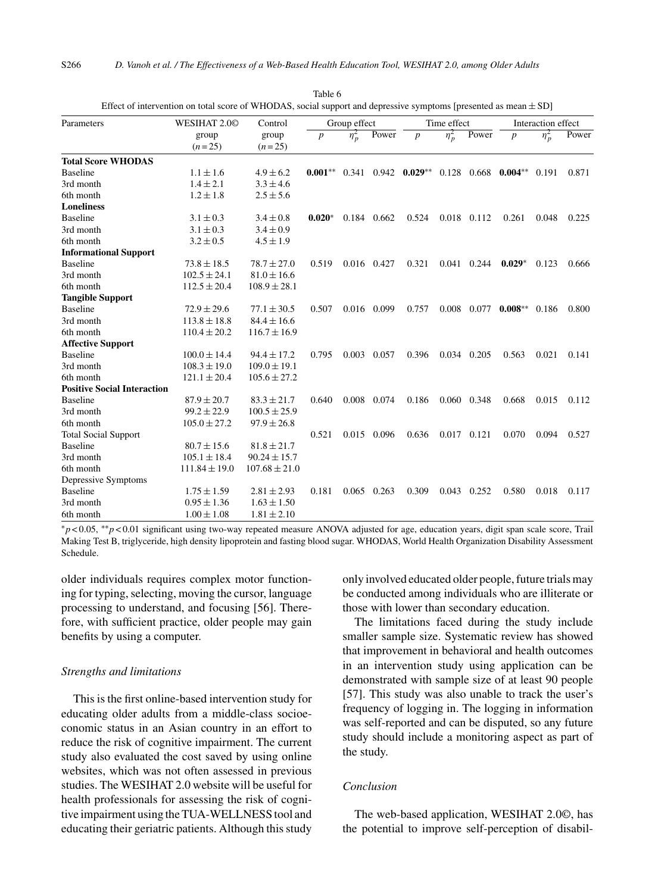Table 6

Effect of intervention on total score of WHODAS, social support and depressive symptoms [presented as mean ± SD]

| Parameters | WESIHAT 2.0© group ($n = 25$) | Control group ($n = 25$) | Group effect | | | Time effect | | | Interaction effect | | |
|---|---|---|---|---|---|---|---|---|---|---|---|
| | | | $p$ | $\eta_p^2$ | Power | $p$ | $\eta_p^2$ | Power | $p$ | $\eta_p^2$ | Power |
| **Total Score WHODAS** | | | **0.001**** | 0.341 | 0.942 | **0.029**** | 0.128 | 0.668 | **0.004**** | 0.191 | 0.871 |
| Baseline | 1.1 ± 1.6 | 4.9 ± 6.2 | | | | | | | | | |
| 3rd month | 1.4 ± 2.1 | 3.3 ± 4.6 | | | | | | | | | |
| 6th month | 1.2 ± 1.8 | 2.5 ± 5.6 | | | | | | | | | |
| **Loneliness** | | | **0.020*** | 0.184 | 0.662 | 0.524 | 0.018 | 0.112 | 0.261 | 0.048 | 0.225 |
| Baseline | 3.1 ± 0.3 | 3.4 ± 0.8 | | | | | | | | | |
| 3rd month | 3.1 ± 0.3 | 3.4 ± 0.9 | | | | | | | | | |
| 6th month | 3.2 ± 0.5 | 4.5 ± 1.9 | | | | | | | | | |
| **Informational Support** | | | 0.519 | 0.016 | 0.427 | 0.321 | 0.041 | 0.244 | **0.029*** | 0.123 | 0.666 |
| Baseline | 73.8 ± 18.5 | 78.7 ± 27.0 | | | | | | | | | |
| 3rd month | 102.5 ± 24.1 | 81.0 ± 16.6 | | | | | | | | | |
| 6th month | 112.5 ± 20.4 | 108.9 ± 28.1 | | | | | | | | | |
| **Tangible Support** | | | 0.507 | 0.016 | 0.099 | 0.757 | 0.008 | 0.077 | **0.008**** | 0.186 | 0.800 |
| Baseline | 72.9 ± 29.6 | 77.1 ± 30.5 | | | | | | | | | |
| 3rd month | 113.8 ± 18.8 | 84.4 ± 16.6 | | | | | | | | | |
| 6th month | 110.4 ± 20.2 | 116.7 ± 16.9 | | | | | | | | | |
| **Affective Support** | | | 0.795 | 0.003 | 0.057 | 0.396 | 0.034 | 0.205 | 0.563 | 0.021 | 0.141 |
| Baseline | 100.0 ± 14.4 | 94.4 ± 17.2 | | | | | | | | | |
| 3rd month | 108.3 ± 19.0 | 109.0 ± 19.1 | | | | | | | | | |
| 6th month | 121.1 ± 20.4 | 105.6 ± 27.2 | | | | | | | | | |
| **Positive Social Interaction** | | | 0.640 | 0.008 | 0.074 | 0.186 | 0.060 | 0.348 | 0.668 | 0.015 | 0.112 |
| Baseline | 87.9 ± 20.7 | 83.3 ± 21.7 | | | | | | | | | |
| 3rd month | 99.2 ± 22.9 | 100.5 ± 25.9 | | | | | | | | | |
| 6th month | 105.0 ± 27.2 | 97.9 ± 26.8 | | | | | | | | | |
| Total Social Support | | | 0.521 | 0.015 | 0.096 | 0.636 | 0.017 | 0.121 | 0.070 | 0.094 | 0.527 |
| Baseline | 80.7 ± 15.6 | 81.8 ± 21.7 | | | | | | | | | |
| 3rd month | 105.1 ± 18.4 | 90.24 ± 15.7 | | | | | | | | | |
| 6th month | 111.84 ± 19.0 | 107.68 ± 21.0 | | | | | | | | | |
| Depressive Symptoms | | | 0.181 | 0.065 | 0.263 | 0.309 | 0.043 | 0.252 | 0.580 | 0.018 | 0.117 |
| Baseline | 1.75 ± 1.59 | 2.81 ± 2.93 | | | | | | | | | |
| 3rd month | 0.95 ± 1.36 | 1.63 ± 1.50 | | | | | | | | | |
| 6th month | 1.00 ± 1.08 | 1.81 ± 2.10 | | | | | | | | | |

*$p < 0.05$, **$p < 0.01$ significant using two-way repeated measure ANOVA adjusted for age, education years, digit span scale score, Trail Making Test B, triglyceride, high density lipoprotein and fasting blood sugar. WHODAS, World Health Organization Disability Assessment Schedule.

older individuals requires complex motor functioning for typing, selecting, moving the cursor, language processing to understand, and focusing [56]. Therefore, with sufficient practice, older people may gain benefits by using a computer.

### *Strengths and limitations*

This is the first online-based intervention study for educating older adults from a middle-class socioeconomic status in an Asian country in an effort to reduce the risk of cognitive impairment. The current study also evaluated the cost saved by using online websites, which was not often assessed in previous studies. The WESIHAT 2.0 website will be useful for health professionals for assessing the risk of cognitive impairment using the TUA-WELLNESS tool and educating their geriatric patients. Although this study only involved educated older people, future trials may be conducted among individuals who are illiterate or those with lower than secondary education.

The limitations faced during the study include smaller sample size. Systematic review has showed that improvement in behavioral and health outcomes in an intervention study using application can be demonstrated with sample size of at least 90 people [57]. This study was also unable to track the user's frequency of logging in. The logging in information was self-reported and can be disputed, so any future study should include a monitoring aspect as part of the study.

### *Conclusion*

The web-based application, WESIHAT 2.0©, has the potential to improve self-perception of disabil-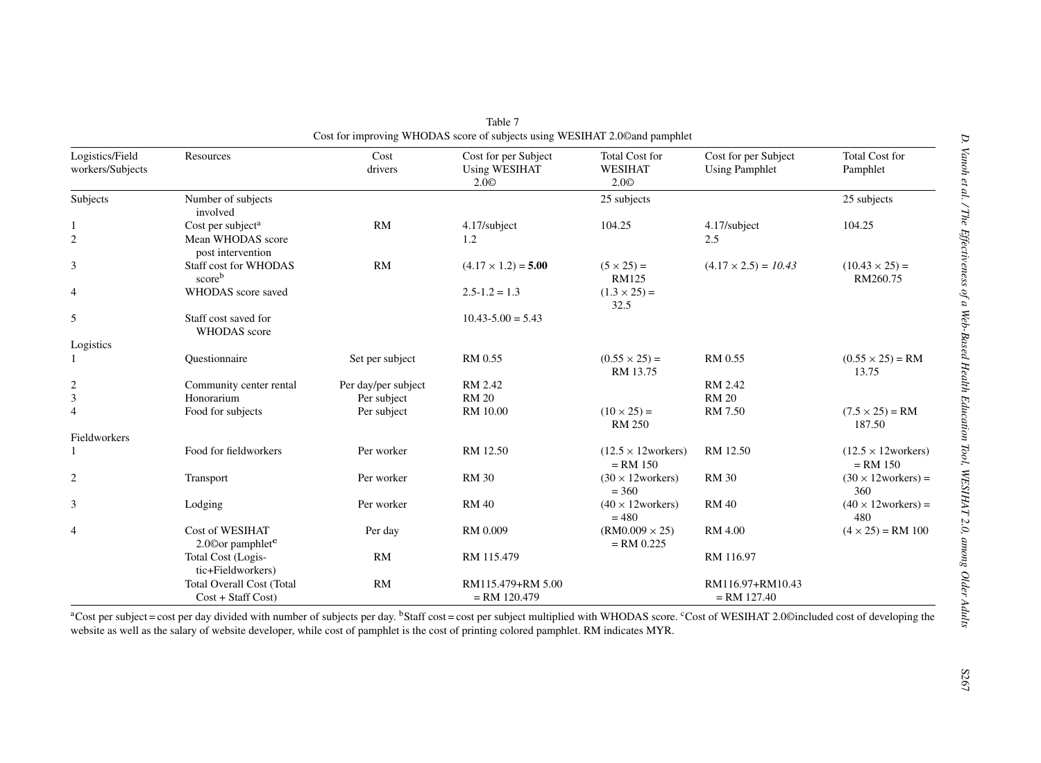Table 7
Cost for improving WHODAS score of subjects using WESIHAT 2.0©and pamphlet

| Logistics/Field workers/Subjects | Resources | Cost drivers | Cost for per Subject Using WESIHAT 2.0© | Total Cost for WESIHAT 2.0© | Cost for per Subject Using Pamphlet | Total Cost for Pamphlet |
|---|---|---|---|---|---|---|
| Subjects | Number of subjects involved | | | 25 subjects | | 25 subjects |
| 1 | Cost per subject[a] | RM | 4.17/subject | 104.25 | 4.17/subject | 104.25 |
| 2 | Mean WHODAS score post intervention | | 1.2 | | 2.5 | |
| 3 | Staff cost for WHODAS score[b] | RM | (4.17 × 1.2) = **5.00** | (5 × 25) = RM125 | (4.17 × 2.5) = *10.43* | (10.43 × 25) = RM260.75 |
| 4 | WHODAS score saved | | 2.5-1.2 = 1.3 | (1.3 × 25) = 32.5 | | |
| 5 | Staff cost saved for WHODAS score | | 10.43-5.00 = 5.43 | | | |
| Logistics | | | | | | |
| 1 | Questionnaire | Set per subject | RM 0.55 | (0.55 × 25) = RM 13.75 | RM 0.55 | (0.55 × 25) = RM 13.75 |
| 2 | Community center rental | Per day/per subject | RM 2.42 | | RM 2.42 | |
| 3 | Honorarium | Per subject | RM 20 | | RM 20 | |
| 4 | Food for subjects | Per subject | RM 10.00 | (10 × 25) = RM 250 | RM 7.50 | (7.5 × 25) = RM 187.50 |
| Fieldworkers | | | | | | |
| 1 | Food for fieldworkers | Per worker | RM 12.50 | (12.5 × 12workers) = RM 150 | RM 12.50 | (12.5 × 12workers) = RM 150 |
| 2 | Transport | Per worker | RM 30 | (30 × 12workers) = 360 | RM 30 | (30 × 12workers) = 360 |
| 3 | Lodging | Per worker | RM 40 | (40 × 12workers) = 480 | RM 40 | (40 × 12workers) = 480 |
| 4 | Cost of WESIHAT 2.0©or pamphlet[c] | Per day | RM 0.009 | (RM0.009 × 25) = RM 0.225 | RM 4.00 | (4 × 25) = RM 100 |
| | Total Cost (Logistic+Fieldworkers) | RM | RM 115.479 | | RM 116.97 | |
| | Total Overall Cost (Total Cost + Staff Cost) | RM | RM115.479+RM 5.00 = RM 120.479 | | RM116.97+RM10.43 = RM 127.40 | |

[a]Cost per subject = cost per day divided with number of subjects per day. [b]Staff cost = cost per subject multiplied with WHODAS score. [c]Cost of WESIHAT 2.0©included cost of developing the website as well as the salary of website developer, while cost of pamphlet is the cost of printing colored pamphlet. RM indicates MYR.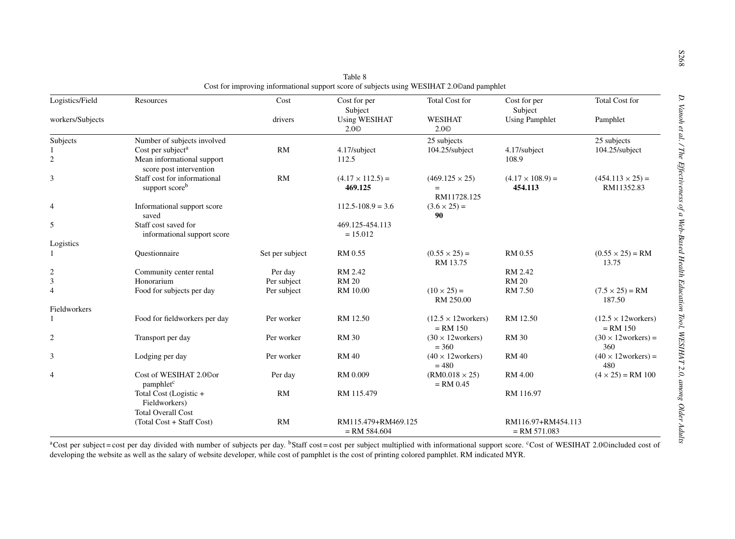Table 8
Cost for improving informational support score of subjects using WESIHAT 2.0©and pamphlet

| Logistics/Field workers/Subjects | Resources | Cost drivers | Cost for per Subject Using WESIHAT 2.0© | Total Cost for WESIHAT 2.0© | Cost for per Subject Using Pamphlet | Total Cost for Pamphlet |
|---|---|---|---|---|---|---|
| Subjects | Number of subjects involved | | | 25 subjects | | 25 subjects |
| 1 | Cost per subject[a] | RM | 4.17/subject | 104.25/subject | 4.17/subject | 104.25/subject |
| 2 | Mean informational support score post intervention | | 112.5 | | 108.9 | |
| 3 | Staff cost for informational support score[b] | RM | $(4.17 \times 112.5) =$ **469.125** | $(469.125 \times 25)$ = RM11728.125 | $(4.17 \times 108.9) =$ **454.113** | $(454.113 \times 25) =$ RM11352.83 |
| 4 | Informational support score saved | | 112.5-108.9 = 3.6 | $(3.6 \times 25) =$ **90** | | |
| 5 | Staff cost saved for informational support score | | 469.125-454.113 = 15.012 | | | |
| Logistics | | | | | | |
| 1 | Questionnaire | Set per subject | RM 0.55 | $(0.55 \times 25) =$ RM 13.75 | RM 0.55 | $(0.55 \times 25) =$ RM 13.75 |
| 2 | Community center rental | Per day | RM 2.42 | | RM 2.42 | |
| 3 | Honorarium | Per subject | RM 20 | | RM 20 | |
| 4 | Food for subjects per day | Per subject | RM 10.00 | $(10 \times 25) =$ RM 250.00 | RM 7.50 | $(7.5 \times 25) =$ RM 187.50 |
| Fieldworkers | | | | | | |
| 1 | Food for fieldworkers per day | Per worker | RM 12.50 | $(12.5 \times 12\text{workers})$ = RM 150 | RM 12.50 | $(12.5 \times 12\text{workers})$ = RM 150 |
| 2 | Transport per day | Per worker | RM 30 | $(30 \times 12\text{workers})$ = 360 | RM 30 | $(30 \times 12\text{workers}) =$ 360 |
| 3 | Lodging per day | Per worker | RM 40 | $(40 \times 12\text{workers})$ = 480 | RM 40 | $(40 \times 12\text{workers}) =$ 480 |
| 4 | Cost of WESIHAT 2.0©or pamphlet[c] | Per day | RM 0.009 | $(\text{RM}0.018 \times 25)$ = RM 0.45 | RM 4.00 | $(4 \times 25) =$ RM 100 |
| | Total Cost (Logistic + Fieldworkers) | RM | RM 115.479 | | RM 116.97 | |
| | Total Overall Cost (Total Cost + Staff Cost) | RM | RM115.479+RM469.125 = RM 584.604 | | RM116.97+RM454.113 = RM 571.083 | |

[a]Cost per subject = cost per day divided with number of subjects per day. [b]Staff cost = cost per subject multiplied with informational support score. [c]Cost of WESIHAT 2.0©included cost of developing the website as well as the salary of website developer, while cost of pamphlet is the cost of printing colored pamphlet. RM indicated MYR.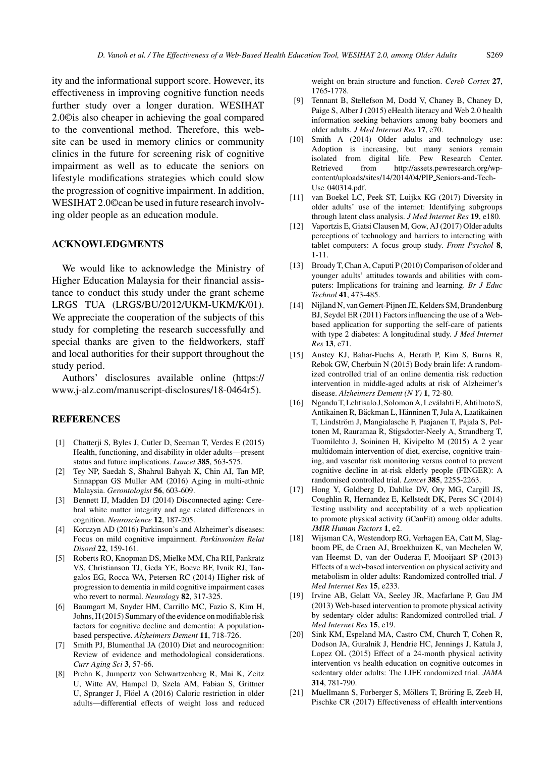ity and the informational support score. However, its effectiveness in improving cognitive function needs further study over a longer duration. WESIHAT 2.0©is also cheaper in achieving the goal compared to the conventional method. Therefore, this website can be used in memory clinics or community clinics in the future for screening risk of cognitive impairment as well as to educate the seniors on lifestyle modifications strategies which could slow the progression of cognitive impairment. In addition, WESIHAT 2.0©can be used in future research involving older people as an education module.

## ACKNOWLEDGMENTS

We would like to acknowledge the Ministry of Higher Education Malaysia for their financial assistance to conduct this study under the grant scheme LRGS TUA (LRGS/BU/2012/UKM-UKM/K/01). We appreciate the cooperation of the subjects of this study for completing the research successfully and special thanks are given to the fieldworkers, staff and local authorities for their support throughout the study period.

Authors' disclosures available online (https://www.j-alz.com/manuscript-disclosures/18-0464r5).

## REFERENCES

- [1] Chatterji S, Byles J, Cutler D, Seeman T, Verdes E (2015) Health, functioning, and disability in older adults—present status and future implications. *Lancet* **385**, 563-575.
- [2] Tey NP, Saedah S, Shahrul Bahyah K, Chin AI, Tan MP, Sinnappan GS Muller AM (2016) Aging in multi-ethnic Malaysia. *Gerontologist* **56**, 603-609.
- [3] Bennett IJ, Madden DJ (2014) Disconnected aging: Cerebral white matter integrity and age related differences in cognition. *Neuroscience* **12**, 187-205.
- [4] Korczyn AD (2016) Parkinson's and Alzheimer's diseases: Focus on mild cognitive impairment. *Parkinsonism Relat Disord* **22**, 159-161.
- [5] Roberts RO, Knopman DS, Mielke MM, Cha RH, Pankratz VS, Christianson TJ, Geda YE, Boeve BF, Ivnik RJ, Tangalos EG, Rocca WA, Petersen RC (2014) Higher risk of progression to dementia in mild cognitive impairment cases who revert to normal. *Neurology* **82**, 317-325.
- [6] Baumgart M, Snyder HM, Carrillo MC, Fazio S, Kim H, Johns, H (2015) Summary of the evidence on modifiable risk factors for cognitive decline and dementia: A population-based perspective. *Alzheimers Dement* **11**, 718-726.
- [7] Smith PJ, Blumenthal JA (2010) Diet and neurocognition: Review of evidence and methodological considerations. *Curr Aging Sci* **3**, 57-66.
- [8] Prehn K, Jumpertz von Schwartzenberg R, Mai K, Zeitz U, Witte AV, Hampel D, Szela AM, Fabian S, Grittner U, Spranger J, Flöel A (2016) Caloric restriction in older adults—differential effects of weight loss and reduced weight on brain structure and function. *Cereb Cortex* **27**, 1765-1778.
- [9] Tennant B, Stellefson M, Dodd V, Chaney B, Chaney D, Paige S, Alber J (2015) eHealth literacy and Web 2.0 health information seeking behaviors among baby boomers and older adults. *J Med Internet Res* **17**, e70.
- [10] Smith A (2014) Older adults and technology use: Adoption is increasing, but many seniors remain isolated from digital life. Pew Research Center. Retrieved from http://assets.pewresearch.org/wp-content/uploads/sites/14/2014/04/PIP_Seniors-and-Tech-Use_040314.pdf.
- [11] van Boekel LC, Peek ST, Luijkx KG (2017) Diversity in older adults' use of the internet: Identifying subgroups through latent class analysis. *J Med Internet Res* **19**, e180.
- [12] Vaportzis E, Giatsi Clausen M, Gow, AJ (2017) Older adults perceptions of technology and barriers to interacting with tablet computers: A focus group study. *Front Psychol* **8**, 1-11.
- [13] Broady T, Chan A, Caputi P (2010) Comparison of older and younger adults' attitudes towards and abilities with computers: Implications for training and learning. *Br J Educ Technol* **41**, 473-485.
- [14] Nijland N, van Gemert-Pijnen JE, Kelders SM, Brandenburg BJ, Seydel ER (2011) Factors influencing the use of a Web-based application for supporting the self-care of patients with type 2 diabetes: A longitudinal study. *J Med Internet Res* **13**, e71.
- [15] Anstey KJ, Bahar-Fuchs A, Herath P, Kim S, Burns R, Rebok GW, Cherbuin N (2015) Body brain life: A randomized controlled trial of an online dementia risk reduction intervention in middle-aged adults at risk of Alzheimer's disease. *Alzheimers Dement (N Y)* **1**, 72-80.
- [16] Ngandu T, Lehtisalo J, Solomon A, Levälahti E, Ahtiluoto S, Antikainen R, Bäckman L, Hänninen T, Jula A, Laatikainen T, Lindström J, Mangialasche F, Paajanen T, Pajala S, Peltonen M, Rauramaa R, Stigsdotter-Neely A, Strandberg T, Tuomilehto J, Soininen H, Kivipelto M (2015) A 2 year multidomain intervention of diet, exercise, cognitive training, and vascular risk monitoring versus control to prevent cognitive decline in at-risk elderly people (FINGER): A randomised controlled trial. *Lancet* **385**, 2255-2263.
- [17] Hong Y, Goldberg D, Dahlke DV, Ory MG, Cargill JS, Coughlin R, Hernandez E, Kellstedt DK, Peres SC (2014) Testing usability and acceptability of a web application to promote physical activity (iCanFit) among older adults. *JMIR Human Factors* **1**, e2.
- [18] Wijsman CA, Westendorp RG, Verhagen EA, Catt M, Slagboom PE, de Craen AJ, Broekhuizen K, van Mechelen W, van Heemst D, van der Ouderaa F, Mooijaart SP (2013) Effects of a web-based intervention on physical activity and metabolism in older adults: Randomized controlled trial. *J Med Internet Res* **15**, e233.
- [19] Irvine AB, Gelatt VA, Seeley JR, Macfarlane P, Gau JM (2013) Web-based intervention to promote physical activity by sedentary older adults: Randomized controlled trial. *J Med Internet Res* **15**, e19.
- [20] Sink KM, Espeland MA, Castro CM, Church T, Cohen R, Dodson JA, Guralnik J, Hendrie HC, Jennings J, Katula J, Lopez OL (2015) Effect of a 24-month physical activity intervention vs health education on cognitive outcomes in sedentary older adults: The LIFE randomized trial. *JAMA* **314**, 781-790.
- [21] Muellmann S, Forberger S, Möllers T, Bröring E, Zeeb H, Pischke CR (2017) Effectiveness of eHealth interventions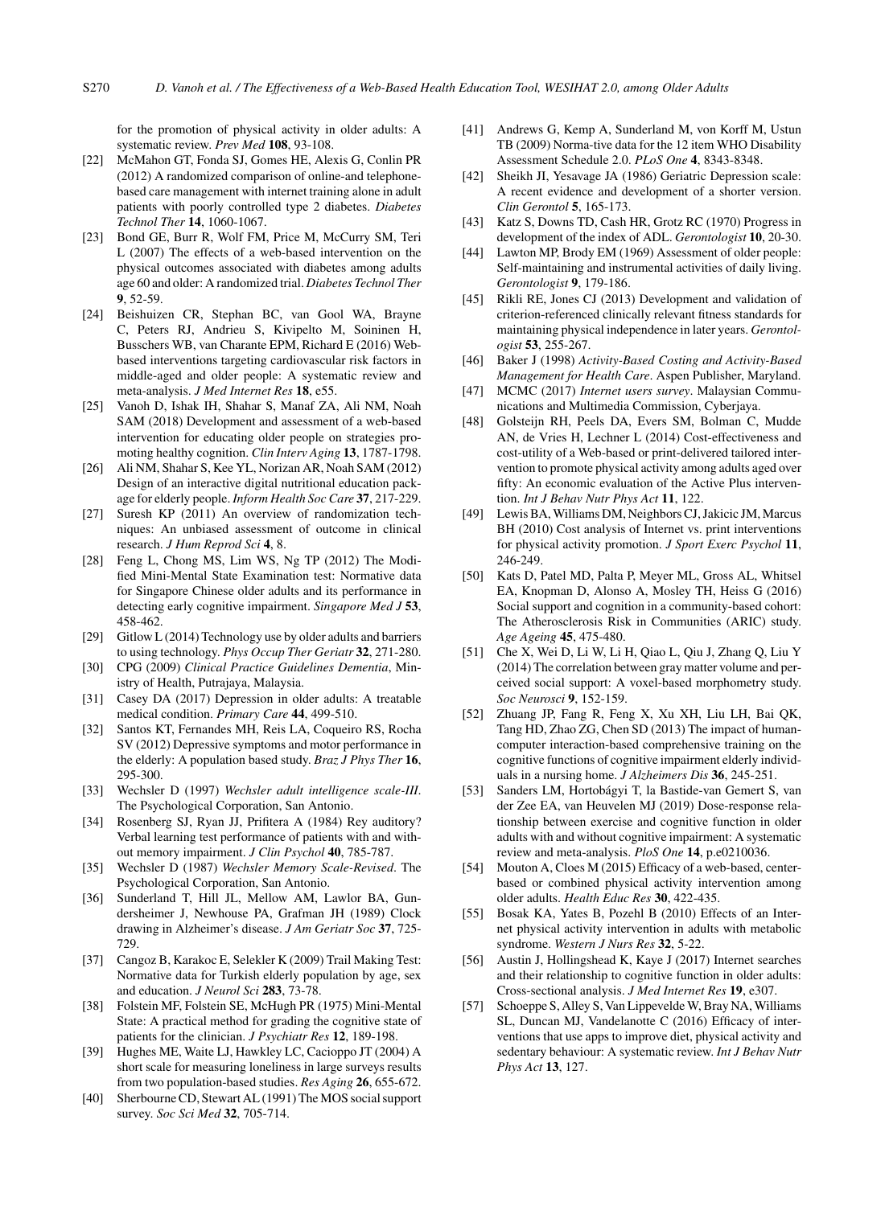for the promotion of physical activity in older adults: A systematic review. *Prev Med* **108**, 93-108.

[22] McMahon GT, Fonda SJ, Gomes HE, Alexis G, Conlin PR (2012) A randomized comparison of online-and telephone-based care management with internet training alone in adult patients with poorly controlled type 2 diabetes. *Diabetes Technol Ther* **14**, 1060-1067.

[23] Bond GE, Burr R, Wolf FM, Price M, McCurry SM, Teri L (2007) The effects of a web-based intervention on the physical outcomes associated with diabetes among adults age 60 and older: A randomized trial. *Diabetes Technol Ther* **9**, 52-59.

[24] Beishuizen CR, Stephan BC, van Gool WA, Brayne C, Peters RJ, Andrieu S, Kivipelto M, Soininen H, Busschers WB, van Charante EPM, Richard E (2016) Web-based interventions targeting cardiovascular risk factors in middle-aged and older people: A systematic review and meta-analysis. *J Med Internet Res* **18**, e55.

[25] Vanoh D, Ishak IH, Shahar S, Manaf ZA, Ali NM, Noah SAM (2018) Development and assessment of a web-based intervention for educating older people on strategies promoting healthy cognition. *Clin Interv Aging* **13**, 1787-1798.

[26] Ali NM, Shahar S, Kee YL, Norizan AR, Noah SAM (2012) Design of an interactive digital nutritional education package for elderly people. *Inform Health Soc Care* **37**, 217-229.

[27] Suresh KP (2011) An overview of randomization techniques: An unbiased assessment of outcome in clinical research. *J Hum Reprod Sci* **4**, 8.

[28] Feng L, Chong MS, Lim WS, Ng TP (2012) The Modified Mini-Mental State Examination test: Normative data for Singapore Chinese older adults and its performance in detecting early cognitive impairment. *Singapore Med J* **53**, 458-462.

[29] Gitlow L (2014) Technology use by older adults and barriers to using technology. *Phys Occup Ther Geriatr* **32**, 271-280.

[30] CPG (2009) *Clinical Practice Guidelines Dementia*, Ministry of Health, Putrajaya, Malaysia.

[31] Casey DA (2017) Depression in older adults: A treatable medical condition. *Primary Care* **44**, 499-510.

[32] Santos KT, Fernandes MH, Reis LA, Coqueiro RS, Rocha SV (2012) Depressive symptoms and motor performance in the elderly: A population based study. *Braz J Phys Ther* **16**, 295-300.

[33] Wechsler D (1997) *Wechsler adult intelligence scale-III*. The Psychological Corporation, San Antonio.

[34] Rosenberg SJ, Ryan JJ, Prifitera A (1984) Rey auditory? Verbal learning test performance of patients with and without memory impairment. *J Clin Psychol* **40**, 785-787.

[35] Wechsler D (1987) *Wechsler Memory Scale-Revised*. The Psychological Corporation, San Antonio.

[36] Sunderland T, Hill JL, Mellow AM, Lawlor BA, Gundersheimer J, Newhouse PA, Grafman JH (1989) Clock drawing in Alzheimer's disease. *J Am Geriatr Soc* **37**, 725-729.

[37] Cangoz B, Karakoc E, Selekler K (2009) Trail Making Test: Normative data for Turkish elderly population by age, sex and education. *J Neurol Sci* **283**, 73-78.

[38] Folstein MF, Folstein SE, McHugh PR (1975) Mini-Mental State: A practical method for grading the cognitive state of patients for the clinician. *J Psychiatr Res* **12**, 189-198.

[39] Hughes ME, Waite LJ, Hawkley LC, Cacioppo JT (2004) A short scale for measuring loneliness in large surveys results from two population-based studies. *Res Aging* **26**, 655-672.

[40] Sherbourne CD, Stewart AL (1991) The MOS social support survey. *Soc Sci Med* **32**, 705-714.

[41] Andrews G, Kemp A, Sunderland M, von Korff M, Ustun TB (2009) Norma-tive data for the 12 item WHO Disability Assessment Schedule 2.0. *PLoS One* **4**, 8343-8348.

[42] Sheikh JI, Yesavage JA (1986) Geriatric Depression scale: A recent evidence and development of a shorter version. *Clin Gerontol* **5**, 165-173.

[43] Katz S, Downs TD, Cash HR, Grotz RC (1970) Progress in development of the index of ADL. *Gerontologist* **10**, 20-30.

[44] Lawton MP, Brody EM (1969) Assessment of older people: Self-maintaining and instrumental activities of daily living. *Gerontologist* **9**, 179-186.

[45] Rikli RE, Jones CJ (2013) Development and validation of criterion-referenced clinically relevant fitness standards for maintaining physical independence in later years. *Gerontologist* **53**, 255-267.

[46] Baker J (1998) *Activity-Based Costing and Activity-Based Management for Health Care*. Aspen Publisher, Maryland.

[47] MCMC (2017) *Internet users survey*. Malaysian Communications and Multimedia Commission, Cyberjaya.

[48] Golsteijn RH, Peels DA, Evers SM, Bolman C, Mudde AN, de Vries H, Lechner L (2014) Cost-effectiveness and cost-utility of a Web-based or print-delivered tailored intervention to promote physical activity among adults aged over fifty: An economic evaluation of the Active Plus intervention. *Int J Behav Nutr Phys Act* **11**, 122.

[49] Lewis BA, Williams DM, Neighbors CJ, Jakicic JM, Marcus BH (2010) Cost analysis of Internet vs. print interventions for physical activity promotion. *J Sport Exerc Psychol* **11**, 246-249.

[50] Kats D, Patel MD, Palta P, Meyer ML, Gross AL, Whitsel EA, Knopman D, Alonso A, Mosley TH, Heiss G (2016) Social support and cognition in a community-based cohort: The Atherosclerosis Risk in Communities (ARIC) study. *Age Ageing* **45**, 475-480.

[51] Che X, Wei D, Li W, Li H, Qiao L, Qiu J, Zhang Q, Liu Y (2014) The correlation between gray matter volume and perceived social support: A voxel-based morphometry study. *Soc Neurosci* **9**, 152-159.

[52] Zhuang JP, Fang R, Feng X, Xu XH, Liu LH, Bai QK, Tang HD, Zhao ZG, Chen SD (2013) The impact of human-computer interaction-based comprehensive training on the cognitive functions of cognitive impairment elderly individuals in a nursing home. *J Alzheimers Dis* **36**, 245-251.

[53] Sanders LM, Hortobágyi T, la Bastide-van Gemert S, van der Zee EA, van Heuvelen MJ (2019) Dose-response relationship between exercise and cognitive function in older adults with and without cognitive impairment: A systematic review and meta-analysis. *PloS One* **14**, p.e0210036.

[54] Mouton A, Cloes M (2015) Efficacy of a web-based, center-based or combined physical activity intervention among older adults. *Health Educ Res* **30**, 422-435.

[55] Bosak KA, Yates B, Pozehl B (2010) Effects of an Internet physical activity intervention in adults with metabolic syndrome. *Western J Nurs Res* **32**, 5-22.

[56] Austin J, Hollingshead K, Kaye J (2017) Internet searches and their relationship to cognitive function in older adults: Cross-sectional analysis. *J Med Internet Res* **19**, e307.

[57] Schoeppe S, Alley S, Van Lippevelde W, Bray NA, Williams SL, Duncan MJ, Vandelanotte C (2016) Efficacy of interventions that use apps to improve diet, physical activity and sedentary behaviour: A systematic review. *Int J Behav Nutr Phys Act* **13**, 127.